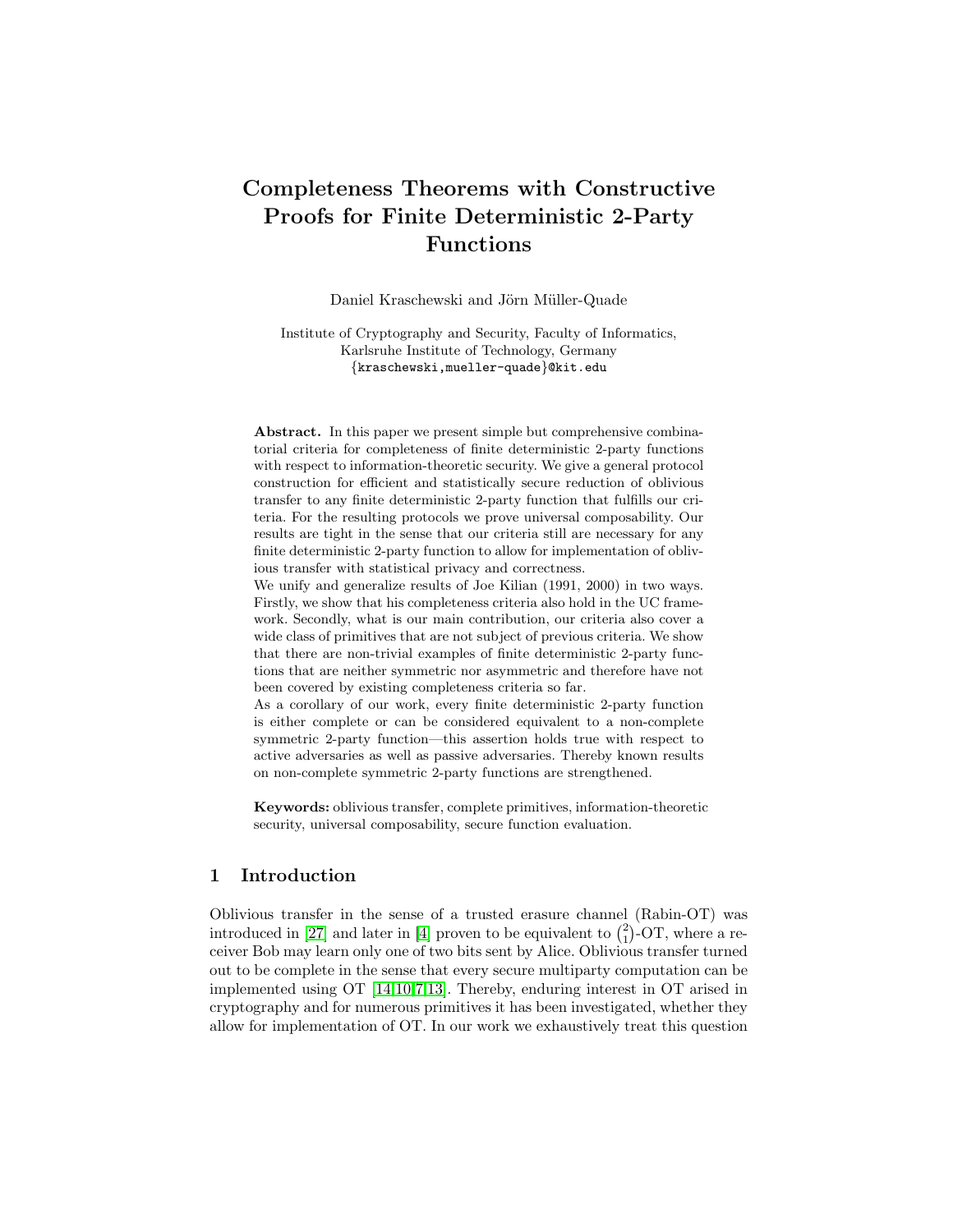# Completeness Theorems with Constructive Proofs for Finite Deterministic 2-Party Functions

Daniel Kraschewski and Jörn Müller-Quade

Institute of Cryptography and Security, Faculty of Informatics,
Karlsruhe Institute of Technology, Germany
{kraschewski,mueller-quade}@kit.edu

**Abstract.** In this paper we present simple but comprehensive combinatorial criteria for completeness of finite deterministic 2-party functions with respect to information-theoretic security. We give a general protocol construction for efficient and statistically secure reduction of oblivious transfer to any finite deterministic 2-party function that fulfills our criteria. For the resulting protocols we prove universal composability. Our results are tight in the sense that our criteria still are necessary for any finite deterministic 2-party function to allow for implementation of oblivious transfer with statistical privacy and correctness.

We unify and generalize results of Joe Kilian (1991, 2000) in two ways. Firstly, we show that his completeness criteria also hold in the UC framework. Secondly, what is our main contribution, our criteria also cover a wide class of primitives that are not subject of previous criteria. We show that there are non-trivial examples of finite deterministic 2-party functions that are neither symmetric nor asymmetric and therefore have not been covered by existing completeness criteria so far.

As a corollary of our work, every finite deterministic 2-party function is either complete or can be considered equivalent to a non-complete symmetric 2-party function—this assertion holds true with respect to active adversaries as well as passive adversaries. Thereby known results on non-complete symmetric 2-party functions are strengthened.

**Keywords:** oblivious transfer, complete primitives, information-theoretic security, universal composability, secure function evaluation.

## 1 Introduction

Oblivious transfer in the sense of a trusted erasure channel (Rabin-OT) was introduced in [27] and later in [4] proven to be equivalent to $\binom{2}{1}$-OT, where a receiver Bob may learn only one of two bits sent by Alice. Oblivious transfer turned out to be complete in the sense that every secure multiparty computation can be implemented using OT [14,10,7,13]. Thereby, enduring interest in OT arised in cryptography and for numerous primitives it has been investigated, whether they allow for implementation of OT. In our work we exhaustively treat this question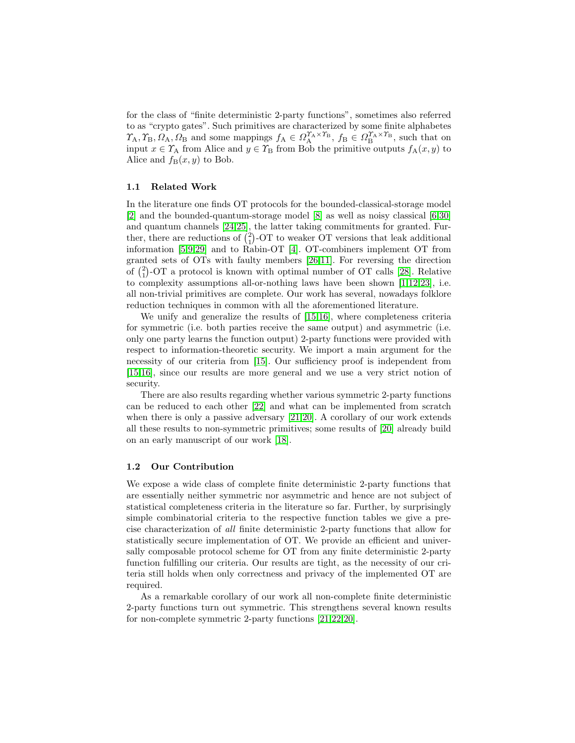for the class of "finite deterministic 2-party functions", sometimes also referred to as "crypto gates". Such primitives are characterized by some finite alphabets $\Upsilon_{\mathrm{A}}, \Upsilon_{\mathrm{B}}, \Omega_{\mathrm{A}}, \Omega_{\mathrm{B}}$ and some mappings $f_{\mathrm{A}} \in \Omega_{\mathrm{A}}^{\Upsilon_{\mathrm{A}} \times \Upsilon_{\mathrm{B}}}$, $f_{\mathrm{B}} \in \Omega_{\mathrm{B}}^{\Upsilon_{\mathrm{A}} \times \Upsilon_{\mathrm{B}}}$, such that on input $x \in \Upsilon_{\mathrm{A}}$ from Alice and $y \in \Upsilon_{\mathrm{B}}$ from Bob the primitive outputs $f_{\mathrm{A}}(x, y)$ to Alice and $f_{\mathrm{B}}(x, y)$ to Bob.

### 1.1 Related Work

In the literature one finds OT protocols for the bounded-classical-storage model [2] and the bounded-quantum-storage model [8] as well as noisy classical [6,30] and quantum channels [24,25], the latter taking commitments for granted. Further, there are reductions of $\binom{2}{1}$-OT to weaker OT versions that leak additional information [5,9,29] and to Rabin-OT [4]. OT-combiners implement OT from granted sets of OTs with faulty members [26,11]. For reversing the direction of $\binom{2}{1}$-OT a protocol is known with optimal number of OT calls [28]. Relative to complexity assumptions all-or-nothing laws have been shown [1,12,23], i.e. all non-trivial primitives are complete. Our work has several, nowadays folklore reduction techniques in common with all the aforementioned literature.

We unify and generalize the results of [15,16], where completeness criteria for symmetric (i.e. both parties receive the same output) and asymmetric (i.e. only one party learns the function output) 2-party functions were provided with respect to information-theoretic security. We import a main argument for the necessity of our criteria from [15]. Our sufficiency proof is independent from [15,16], since our results are more general and we use a very strict notion of security.

There are also results regarding whether various symmetric 2-party functions can be reduced to each other [22] and what can be implemented from scratch when there is only a passive adversary [21,20]. A corollary of our work extends all these results to non-symmetric primitives; some results of [20] already build on an early manuscript of our work [18].

### 1.2 Our Contribution

We expose a wide class of complete finite deterministic 2-party functions that are essentially neither symmetric nor asymmetric and hence are not subject of statistical completeness criteria in the literature so far. Further, by surprisingly simple combinatorial criteria to the respective function tables we give a precise characterization of *all* finite deterministic 2-party functions that allow for statistically secure implementation of OT. We provide an efficient and universally composable protocol scheme for OT from any finite deterministic 2-party function fulfilling our criteria. Our results are tight, as the necessity of our criteria still holds when only correctness and privacy of the implemented OT are required.

As a remarkable corollary of our work all non-complete finite deterministic 2-party functions turn out symmetric. This strengthens several known results for non-complete symmetric 2-party functions [21,22,20].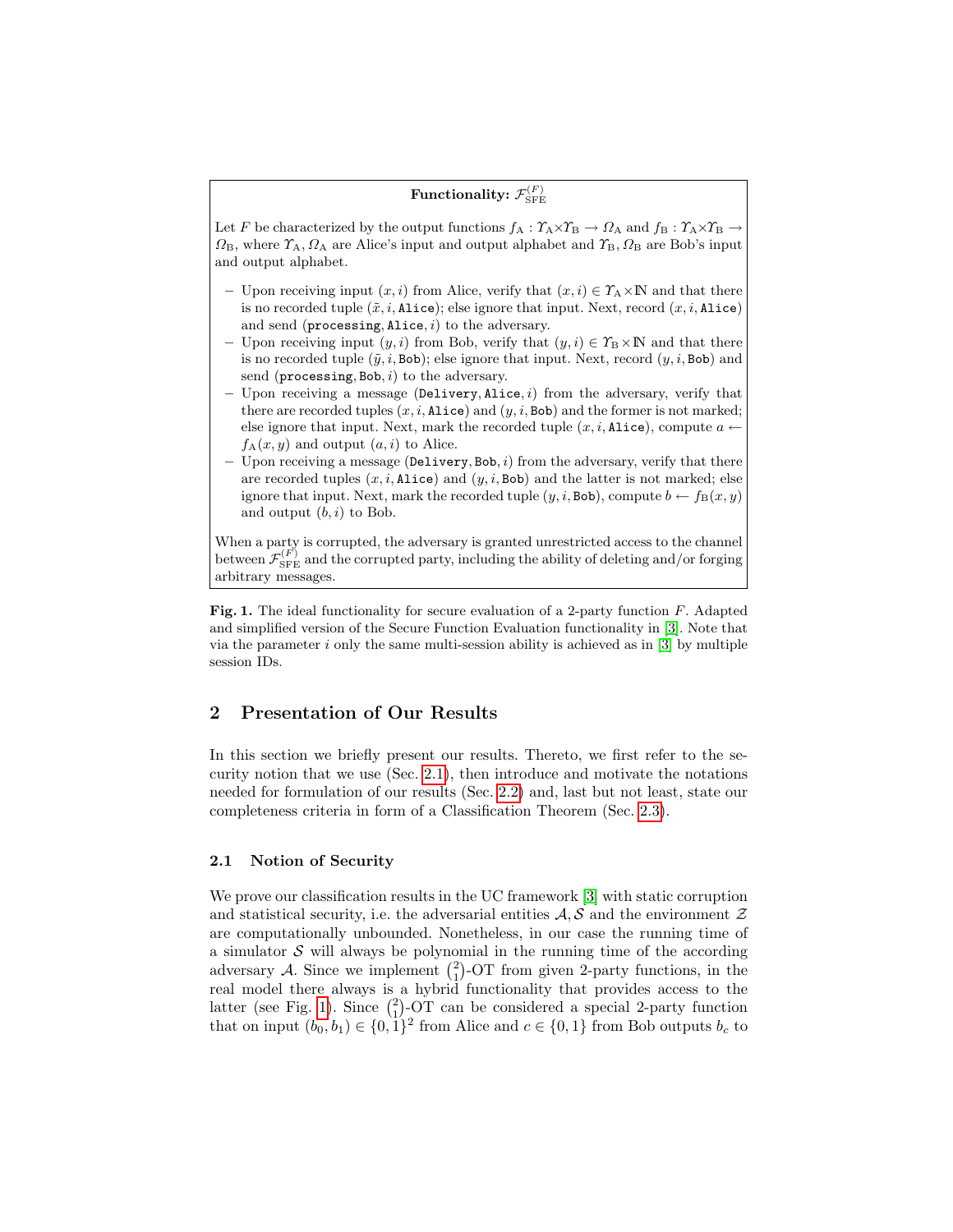**Functionality: $\mathcal{F}_{\mathrm{SFE}}^{(F)}$**

Let $F$ be characterized by the output functions $f_{\mathrm{A}} : \Upsilon_{\mathrm{A}} \times \Upsilon_{\mathrm{B}} \to \Omega_{\mathrm{A}}$ and $f_{\mathrm{B}} : \Upsilon_{\mathrm{A}} \times \Upsilon_{\mathrm{B}} \to \Omega_{\mathrm{B}}$, where $\Upsilon_{\mathrm{A}}, \Omega_{\mathrm{A}}$ are Alice's input and output alphabet and $\Upsilon_{\mathrm{B}}, \Omega_{\mathrm{B}}$ are Bob's input and output alphabet.

- Upon receiving input $(x, i)$ from Alice, verify that $(x, i) \in \Upsilon_{\mathrm{A}} \times \mathbb{N}$ and that there is no recorded tuple $(\tilde{x}, i, \mathtt{Alice})$; else ignore that input. Next, record $(x, i, \mathtt{Alice})$ and send $(\mathtt{processing}, \mathtt{Alice}, i)$ to the adversary.
- Upon receiving input $(y, i)$ from Bob, verify that $(y, i) \in \Upsilon_{\mathrm{B}} \times \mathbb{N}$ and that there is no recorded tuple $(\tilde{y}, i, \mathtt{Bob})$; else ignore that input. Next, record $(y, i, \mathtt{Bob})$ and send $(\mathtt{processing}, \mathtt{Bob}, i)$ to the adversary.
- Upon receiving a message $(\mathtt{Delivery}, \mathtt{Alice}, i)$ from the adversary, verify that there are recorded tuples $(x, i, \mathtt{Alice})$ and $(y, i, \mathtt{Bob})$ and the former is not marked; else ignore that input. Next, mark the recorded tuple $(x, i, \mathtt{Alice})$, compute $a \leftarrow f_{\mathrm{A}}(x, y)$ and output $(a, i)$ to Alice.
- Upon receiving a message $(\mathtt{Delivery}, \mathtt{Bob}, i)$ from the adversary, verify that there are recorded tuples $(x, i, \mathtt{Alice})$ and $(y, i, \mathtt{Bob})$ and the latter is not marked; else ignore that input. Next, mark the recorded tuple $(y, i, \mathtt{Bob})$, compute $b \leftarrow f_{\mathrm{B}}(x, y)$ and output $(b, i)$ to Bob.

When a party is corrupted, the adversary is granted unrestricted access to the channel between $\mathcal{F}_{\mathrm{SFE}}^{(F)}$ and the corrupted party, including the ability of deleting and/or forging arbitrary messages.

**Fig. 1.** The ideal functionality for secure evaluation of a 2-party function $F$. Adapted and simplified version of the Secure Function Evaluation functionality in [3]. Note that via the parameter $i$ only the same multi-session ability is achieved as in [3] by multiple session IDs.

## 2 Presentation of Our Results

In this section we briefly present our results. Thereto, we first refer to the security notion that we use (Sec. 2.1), then introduce and motivate the notations needed for formulation of our results (Sec. 2.2) and, last but not least, state our completeness criteria in form of a Classification Theorem (Sec. 2.3).

### 2.1 Notion of Security

We prove our classification results in the UC framework [3] with static corruption and statistical security, i.e. the adversarial entities $\mathcal{A}, \mathcal{S}$ and the environment $\mathcal{Z}$ are computationally unbounded. Nonetheless, in our case the running time of a simulator $\mathcal{S}$ will always be polynomial in the running time of the according adversary $\mathcal{A}$. Since we implement $\binom{2}{1}$-OT from given 2-party functions, in the real model there always is a hybrid functionality that provides access to the latter (see Fig. 1). Since $\binom{2}{1}$-OT can be considered a special 2-party function that on input $(b_0, b_1) \in \{0,1\}^2$ from Alice and $c \in \{0,1\}$ from Bob outputs $b_c$ to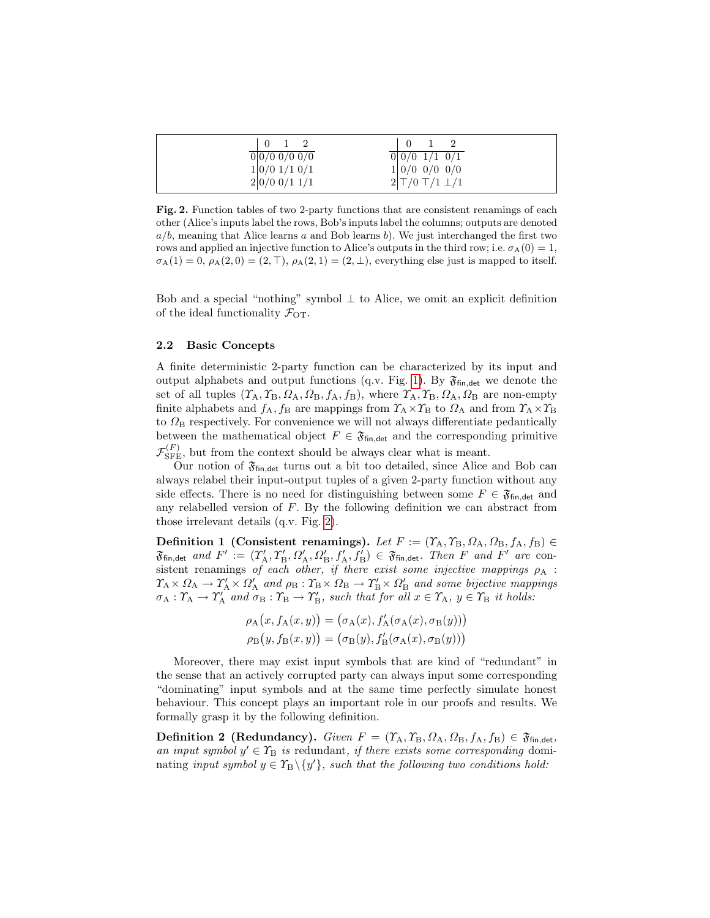|   | 0 | 1 | 2 |
|---|---|---|---|
| 0 | 0/0 | 0/0 | 0/0 |
| 1 | 0/0 | 1/1 | 0/1 |
| 2 | 0/0 | 0/1 | 1/1 |

|   | 0 | 1 | 2 |
|---|---|---|---|
| 0 | 0/0 | 1/1 | 0/1 |
| 1 | 0/0 | 0/0 | 0/0 |
| 2 | $\top$/0 | $\top$/1 | $\bot$/1 |

**Fig. 2.** Function tables of two 2-party functions that are consistent renamings of each other (Alice's inputs label the rows, Bob's inputs label the columns; outputs are denoted $a/b$, meaning that Alice learns $a$ and Bob learns $b$). We just interchanged the first two rows and applied an injective function to Alice's outputs in the third row; i.e. $\sigma_{\mathrm{A}}(0) = 1$, $\sigma_{\mathrm{A}}(1) = 0$, $\rho_{\mathrm{A}}(2, 0) = (2, \top)$, $\rho_{\mathrm{A}}(2, 1) = (2, \bot)$, everything else just is mapped to itself.

Bob and a special "nothing" symbol $\bot$ to Alice, we omit an explicit definition of the ideal functionality $\mathcal{F}_{\mathrm{OT}}$.

### 2.2 Basic Concepts

A finite deterministic 2-party function can be characterized by its input and output alphabets and output functions (q.v. Fig. 1). By $\mathfrak{F}_{\mathsf{fin,det}}$ we denote the set of all tuples $(\Upsilon_{\mathrm{A}}, \Upsilon_{\mathrm{B}}, \Omega_{\mathrm{A}}, \Omega_{\mathrm{B}}, f_{\mathrm{A}}, f_{\mathrm{B}})$, where $\Upsilon_{\mathrm{A}}, \Upsilon_{\mathrm{B}}, \Omega_{\mathrm{A}}, \Omega_{\mathrm{B}}$ are non-empty finite alphabets and $f_{\mathrm{A}}, f_{\mathrm{B}}$ are mappings from $\Upsilon_{\mathrm{A}} \times \Upsilon_{\mathrm{B}}$ to $\Omega_{\mathrm{A}}$ and from $\Upsilon_{\mathrm{A}} \times \Upsilon_{\mathrm{B}}$ to $\Omega_{\mathrm{B}}$ respectively. For convenience we will not always differentiate pedantically between the mathematical object $F \in \mathfrak{F}_{\mathsf{fin,det}}$ and the corresponding primitive $\mathcal{F}_{\mathrm{SFE}}^{(F)}$, but from the context should be always clear what is meant.

Our notion of $\mathfrak{F}_{\mathsf{fin,det}}$ turns out a bit too detailed, since Alice and Bob can always relabel their input-output tuples of a given 2-party function without any side effects. There is no need for distinguishing between some $F \in \mathfrak{F}_{\mathsf{fin,det}}$ and any relabelled version of $F$. By the following definition we can abstract from those irrelevant details (q.v. Fig. 2).

**Definition 1 (Consistent renamings).** *Let $F := (\Upsilon_{\mathrm{A}}, \Upsilon_{\mathrm{B}}, \Omega_{\mathrm{A}}, \Omega_{\mathrm{B}}, f_{\mathrm{A}}, f_{\mathrm{B}}) \in \mathfrak{F}_{\mathsf{fin,det}}$ and $F' := (\Upsilon'_{\mathrm{A}}, \Upsilon'_{\mathrm{B}}, \Omega'_{\mathrm{A}}, \Omega'_{\mathrm{B}}, f'_{\mathrm{A}}, f'_{\mathrm{B}}) \in \mathfrak{F}_{\mathsf{fin,det}}$. Then $F$ and $F'$ are* consistent renamings *of each other, if there exist some injective mappings $\rho_{\mathrm{A}} : \Upsilon_{\mathrm{A}} \times \Omega_{\mathrm{A}} \to \Upsilon'_{\mathrm{A}} \times \Omega'_{\mathrm{A}}$ and $\rho_{\mathrm{B}} : \Upsilon_{\mathrm{B}} \times \Omega_{\mathrm{B}} \to \Upsilon'_{\mathrm{B}} \times \Omega'_{\mathrm{B}}$ and some bijective mappings $\sigma_{\mathrm{A}} : \Upsilon_{\mathrm{A}} \to \Upsilon'_{\mathrm{A}}$ and $\sigma_{\mathrm{B}} : \Upsilon_{\mathrm{B}} \to \Upsilon'_{\mathrm{B}}$, such that for all $x \in \Upsilon_{\mathrm{A}}$, $y \in \Upsilon_{\mathrm{B}}$ it holds:*

$$\rho_{\mathrm{A}}\big(x, f_{\mathrm{A}}(x, y)\big) = \big(\sigma_{\mathrm{A}}(x), f'_{\mathrm{A}}(\sigma_{\mathrm{A}}(x), \sigma_{\mathrm{B}}(y))\big)$$
$$\rho_{\mathrm{B}}\big(y, f_{\mathrm{B}}(x, y)\big) = \big(\sigma_{\mathrm{B}}(y), f'_{\mathrm{B}}(\sigma_{\mathrm{A}}(x), \sigma_{\mathrm{B}}(y))\big)$$

Moreover, there may exist input symbols that are kind of "redundant" in the sense that an actively corrupted party can always input some corresponding "dominating" input symbols and at the same time perfectly simulate honest behaviour. This concept plays an important role in our proofs and results. We formally grasp it by the following definition.

**Definition 2 (Redundancy).** *Given $F = (\Upsilon_{\mathrm{A}}, \Upsilon_{\mathrm{B}}, \Omega_{\mathrm{A}}, \Omega_{\mathrm{B}}, f_{\mathrm{A}}, f_{\mathrm{B}}) \in \mathfrak{F}_{\mathsf{fin,det}}$, an input symbol $y' \in \Upsilon_{\mathrm{B}}$ is* redundant*, if there exists some corresponding* dominating *input symbol $y \in \Upsilon_{\mathrm{B}} \backslash \{y'\}$, such that the following two conditions hold:*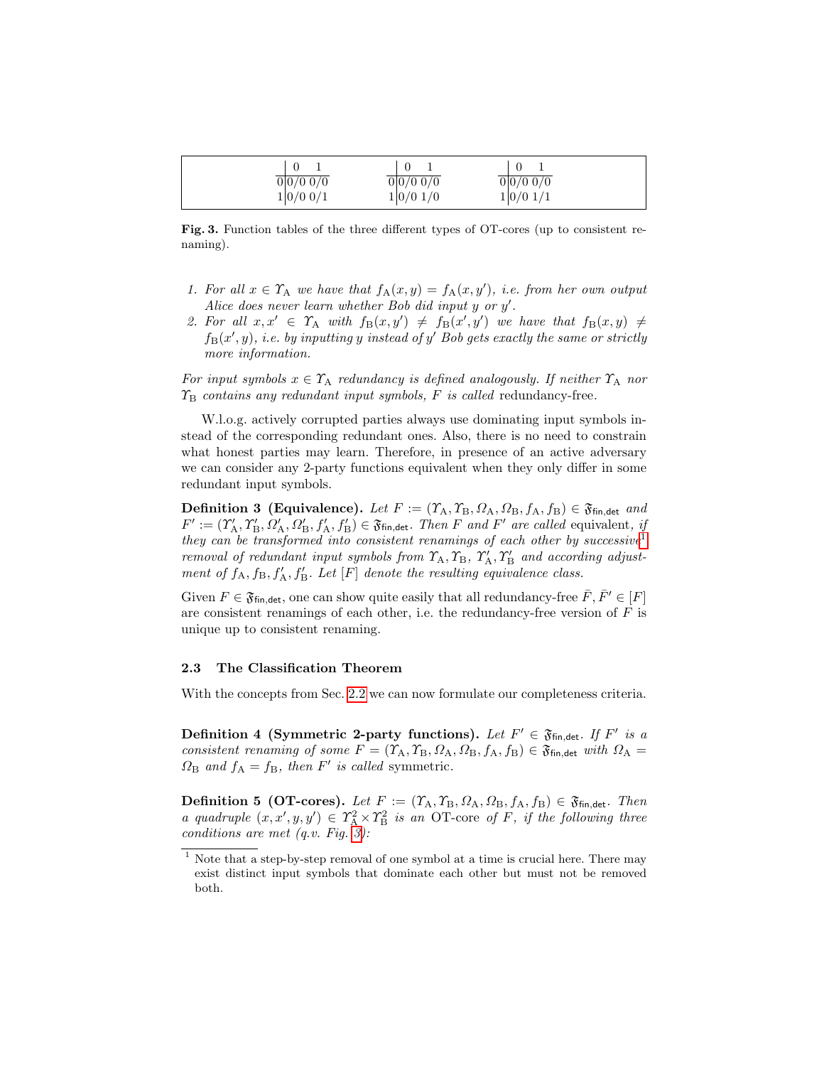| | 0 | 1 |
|---|---|---|
| 0 | 0/0 | 0/0 |
| 1 | 0/0 | 0/1 |

| | 0 | 1 |
|---|---|---|
| 0 | 0/0 | 0/0 |
| 1 | 0/0 | 1/0 |

| | 0 | 1 |
|---|---|---|
| 0 | 0/0 | 0/0 |
| 1 | 0/0 | 1/1 |

**Fig. 3.** Function tables of the three different types of OT-cores (up to consistent renaming).

1. *For all $x \in \Upsilon_{\mathrm{A}}$ we have that $f_{\mathrm{A}}(x, y) = f_{\mathrm{A}}(x, y')$, i.e. from her own output Alice does never learn whether Bob did input $y$ or $y'$.*
2. *For all $x, x' \in \Upsilon_{\mathrm{A}}$ with $f_{\mathrm{B}}(x, y') \neq f_{\mathrm{B}}(x', y')$ we have that $f_{\mathrm{B}}(x, y) \neq f_{\mathrm{B}}(x', y)$, i.e. by inputting $y$ instead of $y'$ Bob gets exactly the same or strictly more information.*

*For input symbols $x \in \Upsilon_{\mathrm{A}}$ redundancy is defined analogously. If neither $\Upsilon_{\mathrm{A}}$ nor $\Upsilon_{\mathrm{B}}$ contains any redundant input symbols, $F$ is called* redundancy-free*.*

W.l.o.g. actively corrupted parties always use dominating input symbols instead of the corresponding redundant ones. Also, there is no need to constrain what honest parties may learn. Therefore, in presence of an active adversary we can consider any 2-party functions equivalent when they only differ in some redundant input symbols.

**Definition 3 (Equivalence).** *Let $F := (\Upsilon_{\mathrm{A}}, \Upsilon_{\mathrm{B}}, \Omega_{\mathrm{A}}, \Omega_{\mathrm{B}}, f_{\mathrm{A}}, f_{\mathrm{B}}) \in \mathfrak{F}_{\mathsf{fin,det}}$ and $F' := (\Upsilon'_{\mathrm{A}}, \Upsilon'_{\mathrm{B}}, \Omega'_{\mathrm{A}}, \Omega'_{\mathrm{B}}, f'_{\mathrm{A}}, f'_{\mathrm{B}}) \in \mathfrak{F}_{\mathsf{fin,det}}$. Then $F$ and $F'$ are called* equivalent*, if they can be transformed into consistent renamings of each other by successive*[1] *removal of redundant input symbols from $\Upsilon_{\mathrm{A}}, \Upsilon_{\mathrm{B}}$, $\Upsilon'_{\mathrm{A}}, \Upsilon'_{\mathrm{B}}$ and according adjustment of $f_{\mathrm{A}}, f_{\mathrm{B}}, f'_{\mathrm{A}}, f'_{\mathrm{B}}$. Let $[F]$ denote the resulting equivalence class.*

Given $F \in \mathfrak{F}_{\mathsf{fin,det}}$, one can show quite easily that all redundancy-free $\bar{F}, \bar{F}' \in [F]$ are consistent renamings of each other, i.e. the redundancy-free version of $F$ is unique up to consistent renaming.

### 2.3 The Classification Theorem

With the concepts from Sec. 2.2 we can now formulate our completeness criteria.

**Definition 4 (Symmetric 2-party functions).** *Let $F' \in \mathfrak{F}_{\mathsf{fin,det}}$. If $F'$ is a consistent renaming of some $F = (\Upsilon_{\mathrm{A}}, \Upsilon_{\mathrm{B}}, \Omega_{\mathrm{A}}, \Omega_{\mathrm{B}}, f_{\mathrm{A}}, f_{\mathrm{B}}) \in \mathfrak{F}_{\mathsf{fin,det}}$ with $\Omega_{\mathrm{A}} = \Omega_{\mathrm{B}}$ and $f_{\mathrm{A}} = f_{\mathrm{B}}$, then $F'$ is called* symmetric*.*

**Definition 5 (OT-cores).** *Let $F := (\Upsilon_{\mathrm{A}}, \Upsilon_{\mathrm{B}}, \Omega_{\mathrm{A}}, \Omega_{\mathrm{B}}, f_{\mathrm{A}}, f_{\mathrm{B}}) \in \mathfrak{F}_{\mathsf{fin,det}}$. Then a quadruple $(x, x', y, y') \in \Upsilon_{\mathrm{A}}^2 \times \Upsilon_{\mathrm{B}}^2$ is an* OT-core *of $F$, if the following three conditions are met (q.v. Fig. 3):*

[1] Note that a step-by-step removal of one symbol at a time is crucial here. There may exist distinct input symbols that dominate each other but must not be removed both.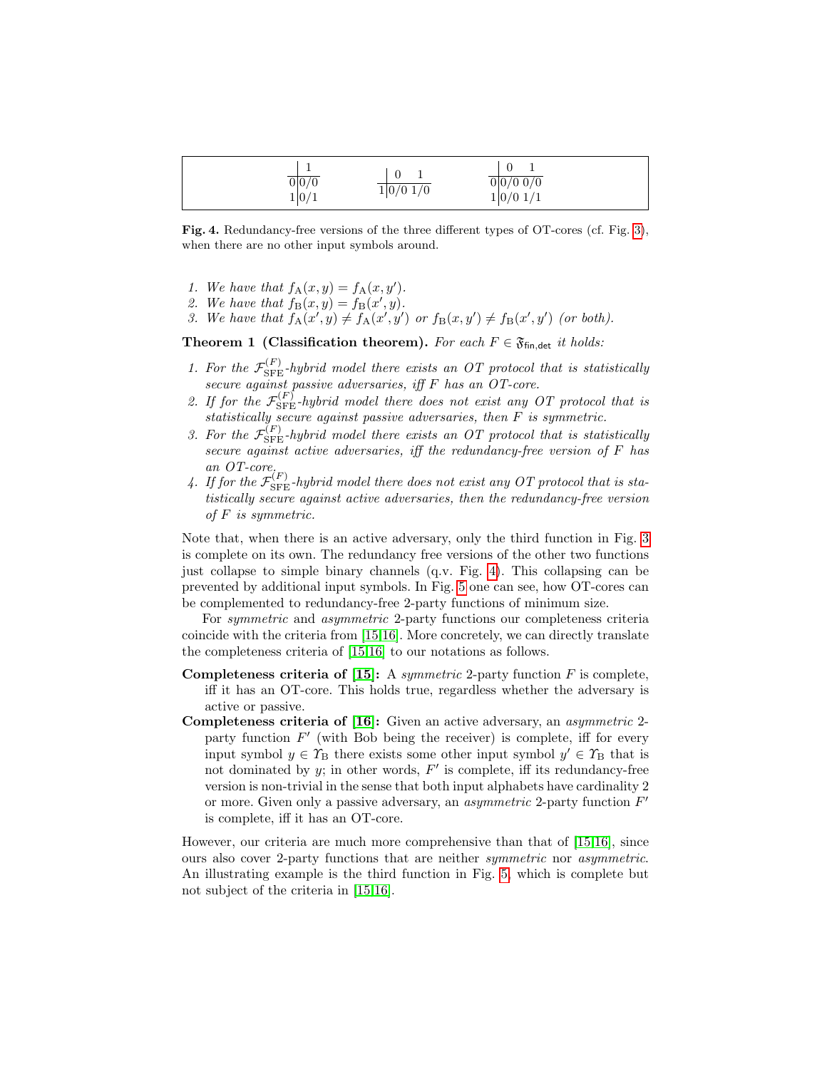|  | 1 |
|---|---|
| 0 | 0/0 |
| 1 | 0/1 |

|  | 0 | 1 |
|---|---|---|
| 1 | 0/0 | 1/0 |

|  | 0 | 1 |
|---|---|---|
| 0 | 0/0 | 0/0 |
| 1 | 0/0 | 1/1 |

**Fig. 4.** Redundancy-free versions of the three different types of OT-cores (cf. Fig. 3), when there are no other input symbols around.

1. *We have that* $f_A(x, y) = f_A(x, y')$.
2. *We have that* $f_B(x, y) = f_B(x', y)$.
3. *We have that* $f_A(x', y) \neq f_A(x', y')$ *or* $f_B(x, y') \neq f_B(x', y')$ *(or both).*

**Theorem 1 (Classification theorem).** *For each* $F \in \mathfrak{F}_{\mathsf{fin,det}}$ *it holds:*

1. *For the* $\mathcal{F}_{\mathrm{SFE}}^{(F)}$*-hybrid model there exists an OT protocol that is statistically secure against passive adversaries, iff* $F$ *has an OT-core.*
2. *If for the* $\mathcal{F}_{\mathrm{SFE}}^{(F)}$*-hybrid model there does not exist any OT protocol that is statistically secure against passive adversaries, then* $F$ *is symmetric.*
3. *For the* $\mathcal{F}_{\mathrm{SFE}}^{(F)}$*-hybrid model there exists an OT protocol that is statistically secure against active adversaries, iff the redundancy-free version of* $F$ *has an OT-core.*
4. *If for the* $\mathcal{F}_{\mathrm{SFE}}^{(F)}$*-hybrid model there does not exist any OT protocol that is statistically secure against active adversaries, then the redundancy-free version of* $F$ *is symmetric.*

Note that, when there is an active adversary, only the third function in Fig. 3 is complete on its own. The redundancy free versions of the other two functions just collapse to simple binary channels (q.v. Fig. 4). This collapsing can be prevented by additional input symbols. In Fig. 5 one can see, how OT-cores can be complemented to redundancy-free 2-party functions of minimum size.

For *symmetric* and *asymmetric* 2-party functions our completeness criteria coincide with the criteria from [15,16]. More concretely, we can directly translate the completeness criteria of [15,16] to our notations as follows.

**Completeness criteria of [15]:** A *symmetric* 2-party function $F$ is complete, iff it has an OT-core. This holds true, regardless whether the adversary is active or passive.

**Completeness criteria of [16]:** Given an active adversary, an *asymmetric* 2-party function $F'$ (with Bob being the receiver) is complete, iff for every input symbol $y \in \Upsilon_B$ there exists some other input symbol $y' \in \Upsilon_B$ that is not dominated by $y$; in other words, $F'$ is complete, iff its redundancy-free version is non-trivial in the sense that both input alphabets have cardinality 2 or more. Given only a passive adversary, an *asymmetric* 2-party function $F'$ is complete, iff it has an OT-core.

However, our criteria are much more comprehensive than that of [15,16], since ours also cover 2-party functions that are neither *symmetric* nor *asymmetric*. An illustrating example is the third function in Fig. 5, which is complete but not subject of the criteria in [15,16].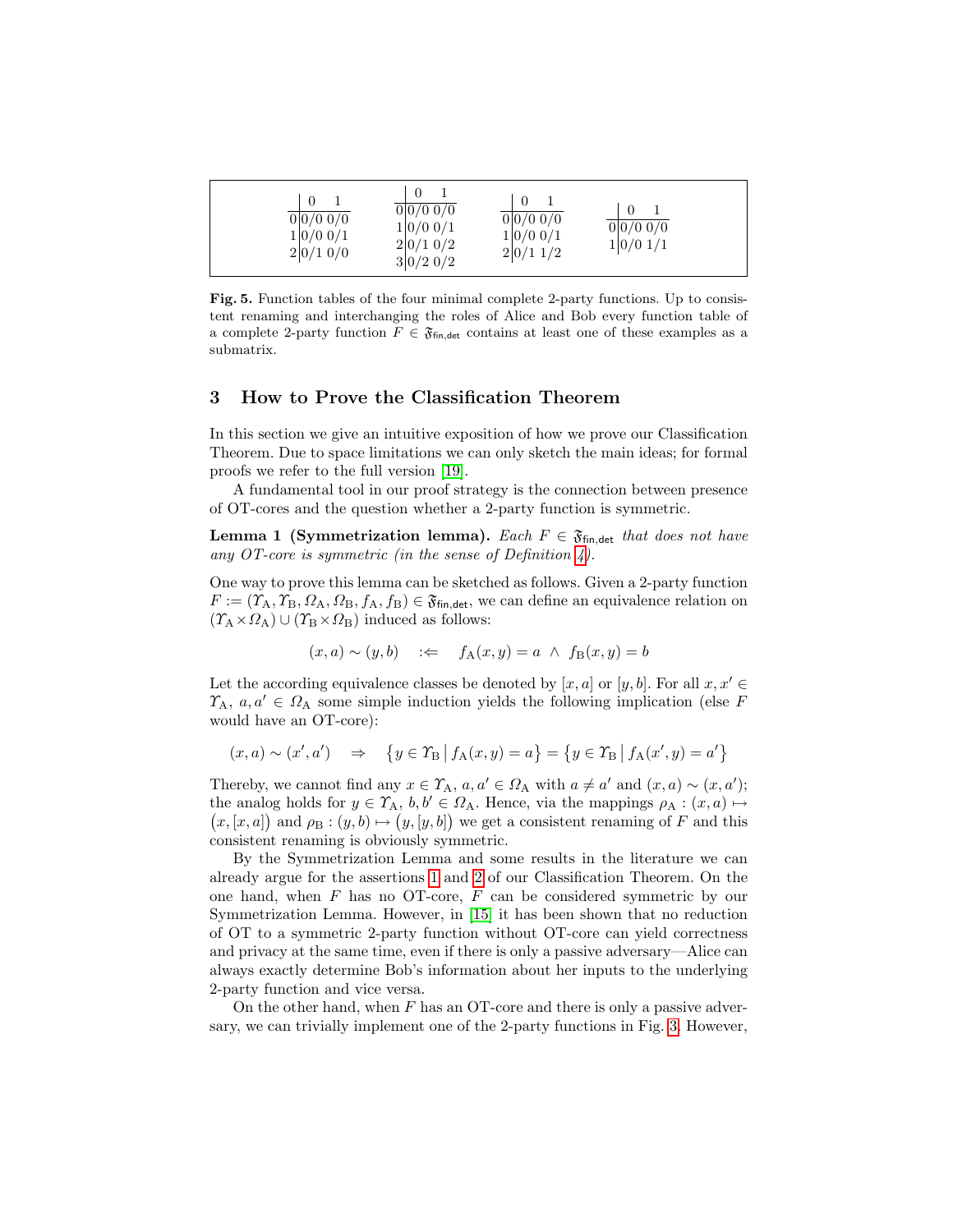|   | 0 | 1 |
|---|---|---|
| 0 | 0/0 | 0/0 |
| 1 | 0/0 | 0/1 |
| 2 | 0/1 | 0/0 |

|   | 0 | 1 |
|---|---|---|
| 0 | 0/0 | 0/0 |
| 1 | 0/0 | 0/1 |
| 2 | 0/1 | 0/2 |
| 3 | 0/2 | 0/2 |

|   | 0 | 1 |
|---|---|---|
| 0 | 0/0 | 0/0 |
| 1 | 0/0 | 0/1 |
| 2 | 0/1 | 1/2 |

|   | 0 | 1 |
|---|---|---|
| 0 | 0/0 | 0/0 |
| 1 | 0/0 | 1/1 |

**Fig. 5.** Function tables of the four minimal complete 2-party functions. Up to consistent renaming and interchanging the roles of Alice and Bob every function table of a complete 2-party function $F \in \mathfrak{F}_{\mathsf{fin,det}}$ contains at least one of these examples as a submatrix.

## 3 How to Prove the Classification Theorem

In this section we give an intuitive exposition of how we prove our Classification Theorem. Due to space limitations we can only sketch the main ideas; for formal proofs we refer to the full version [19].

A fundamental tool in our proof strategy is the connection between presence of OT-cores and the question whether a 2-party function is symmetric.

**Lemma 1 (Symmetrization lemma).** *Each $F \in \mathfrak{F}_{\mathsf{fin,det}}$ that does not have any OT-core is symmetric (in the sense of Definition 4).*

One way to prove this lemma can be sketched as follows. Given a 2-party function $F := (\Upsilon_\mathrm{A}, \Upsilon_\mathrm{B}, \Omega_\mathrm{A}, \Omega_\mathrm{B}, f_\mathrm{A}, f_\mathrm{B}) \in \mathfrak{F}_{\mathsf{fin,det}}$, we can define an equivalence relation on $(\Upsilon_\mathrm{A} \times \Omega_\mathrm{A}) \cup (\Upsilon_\mathrm{B} \times \Omega_\mathrm{B})$ induced as follows:

$$(x, a) \sim (y, b) \quad :\Leftarrow \quad f_\mathrm{A}(x, y) = a \ \wedge \ f_\mathrm{B}(x, y) = b$$

Let the according equivalence classes be denoted by $[x, a]$ or $[y, b]$. For all $x, x' \in \Upsilon_\mathrm{A}$, $a, a' \in \Omega_\mathrm{A}$ some simple induction yields the following implication (else $F$ would have an OT-core):

$$(x, a) \sim (x', a') \quad \Rightarrow \quad \{y \in \Upsilon_\mathrm{B} \mid f_\mathrm{A}(x, y) = a\} = \{y \in \Upsilon_\mathrm{B} \mid f_\mathrm{A}(x', y) = a'\}$$

Thereby, we cannot find any $x \in \Upsilon_\mathrm{A}$, $a, a' \in \Omega_\mathrm{A}$ with $a \neq a'$ and $(x, a) \sim (x, a')$; the analog holds for $y \in \Upsilon_\mathrm{A}$, $b, b' \in \Omega_\mathrm{A}$. Hence, via the mappings $\rho_\mathrm{A} : (x, a) \mapsto (x, [x, a])$ and $\rho_\mathrm{B} : (y, b) \mapsto (y, [y, b])$ we get a consistent renaming of $F$ and this consistent renaming is obviously symmetric.

By the Symmetrization Lemma and some results in the literature we can already argue for the assertions 1 and 2 of our Classification Theorem. On the one hand, when $F$ has no OT-core, $F$ can be considered symmetric by our Symmetrization Lemma. However, in [15] it has been shown that no reduction of OT to a symmetric 2-party function without OT-core can yield correctness and privacy at the same time, even if there is only a passive adversary—Alice can always exactly determine Bob's information about her inputs to the underlying 2-party function and vice versa.

On the other hand, when $F$ has an OT-core and there is only a passive adversary, we can trivially implement one of the 2-party functions in Fig. 3. However,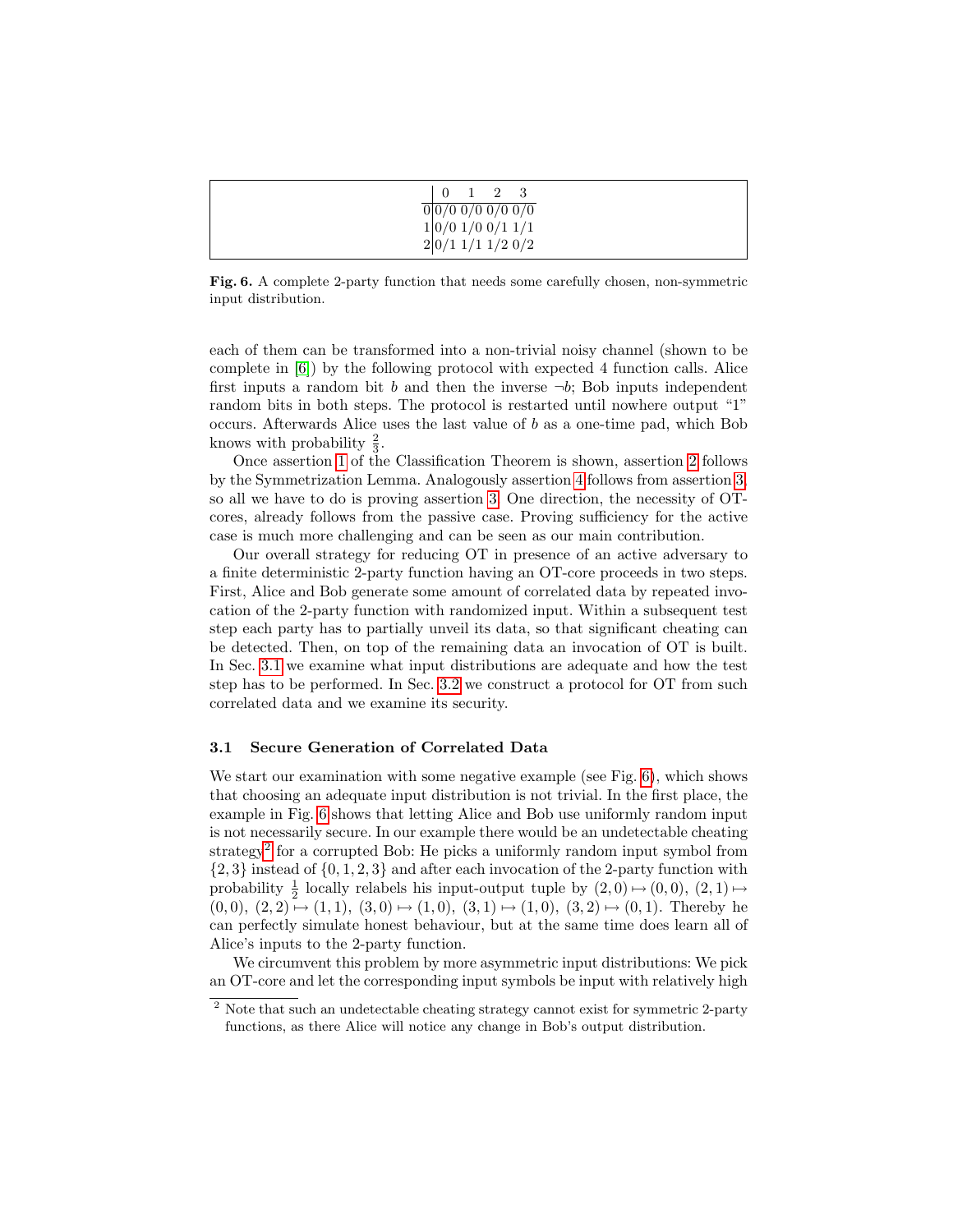|   | 0 | 1 | 2 | 3 |
|---|---|---|---|---|
| 0 | 0/0 | 0/0 | 0/0 | 0/0 |
| 1 | 0/0 | 1/0 | 0/1 | 1/1 |
| 2 | 0/1 | 1/1 | 1/2 | 0/2 |

**Fig. 6.** A complete 2-party function that needs some carefully chosen, non-symmetric input distribution.

each of them can be transformed into a non-trivial noisy channel (shown to be complete in [6]) by the following protocol with expected 4 function calls. Alice first inputs a random bit $b$ and then the inverse $\neg b$; Bob inputs independent random bits in both steps. The protocol is restarted until nowhere output "1" occurs. Afterwards Alice uses the last value of $b$ as a one-time pad, which Bob knows with probability $\frac{2}{3}$.

Once assertion 1 of the Classification Theorem is shown, assertion 2 follows by the Symmetrization Lemma. Analogously assertion 4 follows from assertion 3, so all we have to do is proving assertion 3. One direction, the necessity of OT-cores, already follows from the passive case. Proving sufficiency for the active case is much more challenging and can be seen as our main contribution.

Our overall strategy for reducing OT in presence of an active adversary to a finite deterministic 2-party function having an OT-core proceeds in two steps. First, Alice and Bob generate some amount of correlated data by repeated invocation of the 2-party function with randomized input. Within a subsequent test step each party has to partially unveil its data, so that significant cheating can be detected. Then, on top of the remaining data an invocation of OT is built. In Sec. 3.1 we examine what input distributions are adequate and how the test step has to be performed. In Sec. 3.2 we construct a protocol for OT from such correlated data and we examine its security.

### 3.1 Secure Generation of Correlated Data

We start our examination with some negative example (see Fig. 6), which shows that choosing an adequate input distribution is not trivial. In the first place, the example in Fig. 6 shows that letting Alice and Bob use uniformly random input is not necessarily secure. In our example there would be an undetectable cheating strategy[2] for a corrupted Bob: He picks a uniformly random input symbol from $\{2, 3\}$ instead of $\{0, 1, 2, 3\}$ and after each invocation of the 2-party function with probability $\frac{1}{2}$ locally relabels his input-output tuple by $(2, 0) \mapsto (0, 0)$, $(2, 1) \mapsto (0, 0)$, $(2, 2) \mapsto (1, 1)$, $(3, 0) \mapsto (1, 0)$, $(3, 1) \mapsto (1, 0)$, $(3, 2) \mapsto (0, 1)$. Thereby he can perfectly simulate honest behaviour, but at the same time does learn all of Alice's inputs to the 2-party function.

We circumvent this problem by more asymmetric input distributions: We pick an OT-core and let the corresponding input symbols be input with relatively high

[2] Note that such an undetectable cheating strategy cannot exist for symmetric 2-party functions, as there Alice will notice any change in Bob's output distribution.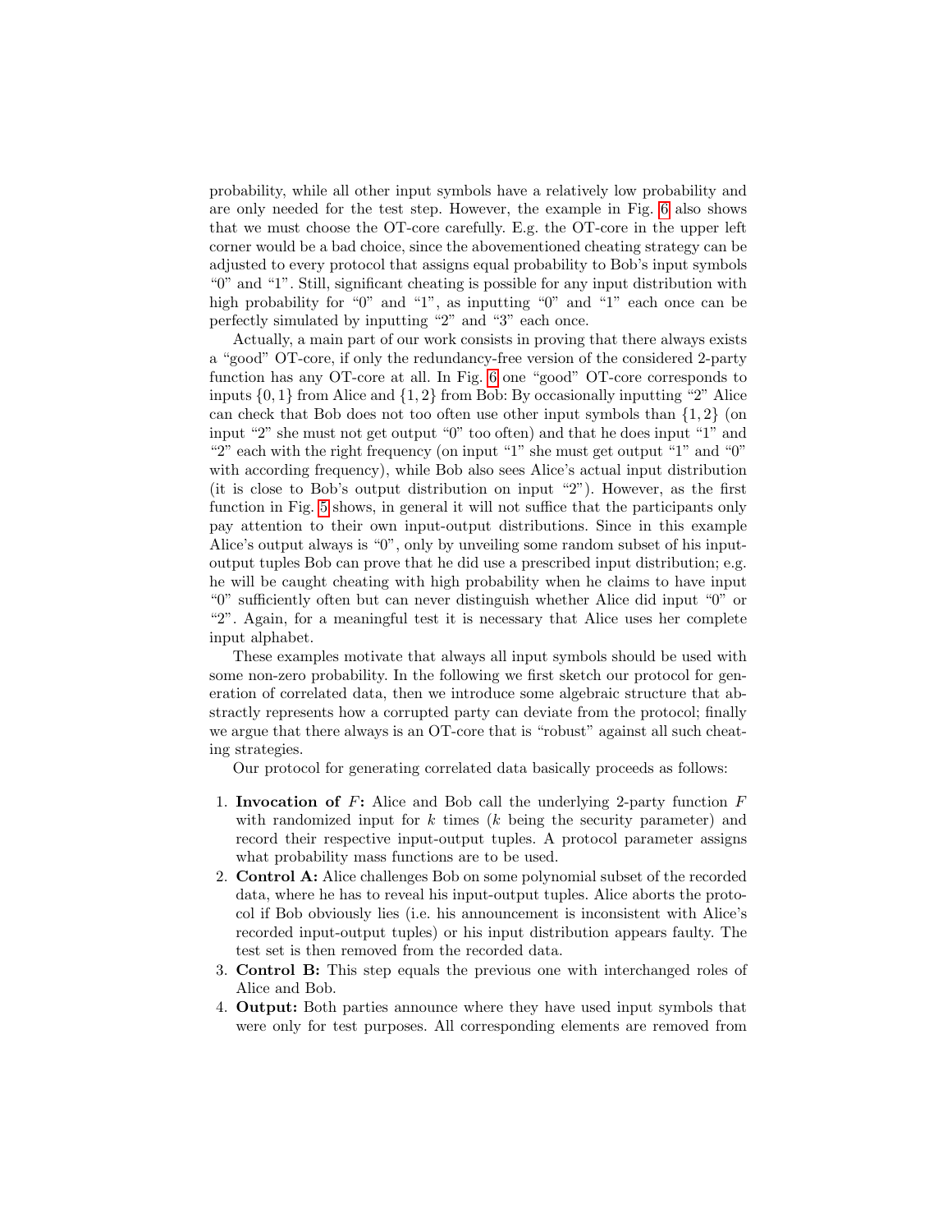probability, while all other input symbols have a relatively low probability and are only needed for the test step. However, the example in Fig. 6 also shows that we must choose the OT-core carefully. E.g. the OT-core in the upper left corner would be a bad choice, since the abovementioned cheating strategy can be adjusted to every protocol that assigns equal probability to Bob's input symbols "0" and "1". Still, significant cheating is possible for any input distribution with high probability for "0" and "1", as inputting "0" and "1" each once can be perfectly simulated by inputting "2" and "3" each once.

Actually, a main part of our work consists in proving that there always exists a "good" OT-core, if only the redundancy-free version of the considered 2-party function has any OT-core at all. In Fig. 6 one "good" OT-core corresponds to inputs $\{0, 1\}$ from Alice and $\{1, 2\}$ from Bob: By occasionally inputting "2" Alice can check that Bob does not too often use other input symbols than $\{1, 2\}$ (on input "2" she must not get output "0" too often) and that he does input "1" and "2" each with the right frequency (on input "1" she must get output "1" and "0" with according frequency), while Bob also sees Alice's actual input distribution (it is close to Bob's output distribution on input "2"). However, as the first function in Fig. 5 shows, in general it will not suffice that the participants only pay attention to their own input-output distributions. Since in this example Alice's output always is "0", only by unveiling some random subset of his input-output tuples Bob can prove that he did use a prescribed input distribution; e.g. he will be caught cheating with high probability when he claims to have input "0" sufficiently often but can never distinguish whether Alice did input "0" or "2". Again, for a meaningful test it is necessary that Alice uses her complete input alphabet.

These examples motivate that always all input symbols should be used with some non-zero probability. In the following we first sketch our protocol for generation of correlated data, then we introduce some algebraic structure that abstractly represents how a corrupted party can deviate from the protocol; finally we argue that there always is an OT-core that is "robust" against all such cheating strategies.

Our protocol for generating correlated data basically proceeds as follows:

1. **Invocation of** $F$**:** Alice and Bob call the underlying 2-party function $F$ with randomized input for $k$ times ($k$ being the security parameter) and record their respective input-output tuples. A protocol parameter assigns what probability mass functions are to be used.
2. **Control A:** Alice challenges Bob on some polynomial subset of the recorded data, where he has to reveal his input-output tuples. Alice aborts the protocol if Bob obviously lies (i.e. his announcement is inconsistent with Alice's recorded input-output tuples) or his input distribution appears faulty. The test set is then removed from the recorded data.
3. **Control B:** This step equals the previous one with interchanged roles of Alice and Bob.
4. **Output:** Both parties announce where they have used input symbols that were only for test purposes. All corresponding elements are removed from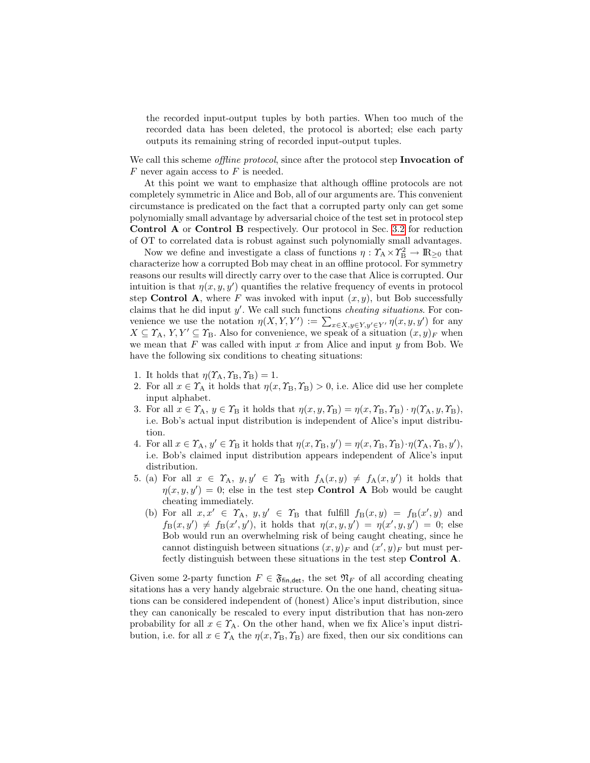the recorded input-output tuples by both parties. When too much of the recorded data has been deleted, the protocol is aborted; else each party outputs its remaining string of recorded input-output tuples.

We call this scheme *offline protocol*, since after the protocol step **Invocation of** $F$ never again access to $F$ is needed.

At this point we want to emphasize that although offline protocols are not completely symmetric in Alice and Bob, all of our arguments are. This convenient circumstance is predicated on the fact that a corrupted party only can get some polynomially small advantage by adversarial choice of the test set in protocol step **Control A** or **Control B** respectively. Our protocol in Sec. 3.2 for reduction of OT to correlated data is robust against such polynomially small advantages.

Now we define and investigate a class of functions $\eta : \Upsilon_\mathrm{A} \times \Upsilon_\mathrm{B}^2 \to \mathbb{R}_{\geq 0}$ that characterize how a corrupted Bob may cheat in an offline protocol. For symmetry reasons our results will directly carry over to the case that Alice is corrupted. Our intuition is that $\eta(x, y, y')$ quantifies the relative frequency of events in protocol step **Control A**, where $F$ was invoked with input $(x, y)$, but Bob successfully claims that he did input $y'$. We call such functions *cheating situations*. For convenience we use the notation $\eta(X, Y, Y') := \sum_{x \in X, y \in Y, y' \in Y'} \eta(x, y, y')$ for any $X \subseteq \Upsilon_\mathrm{A}$, $Y, Y' \subseteq \Upsilon_\mathrm{B}$. Also for convenience, we speak of a situation $(x, y)_F$ when we mean that $F$ was called with input $x$ from Alice and input $y$ from Bob. We have the following six conditions to cheating situations:

1. It holds that $\eta(\Upsilon_\mathrm{A}, \Upsilon_\mathrm{B}, \Upsilon_\mathrm{B}) = 1$.
2. For all $x \in \Upsilon_\mathrm{A}$ it holds that $\eta(x, \Upsilon_\mathrm{B}, \Upsilon_\mathrm{B}) > 0$, i.e. Alice did use her complete input alphabet.
3. For all $x \in \Upsilon_\mathrm{A}$, $y \in \Upsilon_\mathrm{B}$ it holds that $\eta(x, y, \Upsilon_\mathrm{B}) = \eta(x, \Upsilon_\mathrm{B}, \Upsilon_\mathrm{B}) \cdot \eta(\Upsilon_\mathrm{A}, y, \Upsilon_\mathrm{B})$, i.e. Bob's actual input distribution is independent of Alice's input distribution.
4. For all $x \in \Upsilon_\mathrm{A}$, $y' \in \Upsilon_\mathrm{B}$ it holds that $\eta(x, \Upsilon_\mathrm{B}, y') = \eta(x, \Upsilon_\mathrm{B}, \Upsilon_\mathrm{B}) \cdot \eta(\Upsilon_\mathrm{A}, \Upsilon_\mathrm{B}, y')$, i.e. Bob's claimed input distribution appears independent of Alice's input distribution.
5. (a) For all $x \in \Upsilon_\mathrm{A}$, $y, y' \in \Upsilon_\mathrm{B}$ with $f_\mathrm{A}(x, y) \neq f_\mathrm{A}(x, y')$ it holds that $\eta(x, y, y') = 0$; else in the test step **Control A** Bob would be caught cheating immediately.

   (b) For all $x, x' \in \Upsilon_\mathrm{A}$, $y, y' \in \Upsilon_\mathrm{B}$ that fulfill $f_\mathrm{B}(x, y) = f_\mathrm{B}(x', y)$ and $f_\mathrm{B}(x, y') \neq f_\mathrm{B}(x', y')$, it holds that $\eta(x, y, y') = \eta(x', y, y') = 0$; else Bob would run an overwhelming risk of being caught cheating, since he cannot distinguish between situations $(x, y)_F$ and $(x', y)_F$ but must perfectly distinguish between these situations in the test step **Control A**.

Given some 2-party function $F \in \mathfrak{F}_{\mathsf{fin,det}}$, the set $\mathfrak{N}_F$ of all according cheating sitations has a very handy algebraic structure. On the one hand, cheating situations can be considered independent of (honest) Alice's input distribution, since they can canonically be rescaled to every input distribution that has non-zero probability for all $x \in \Upsilon_\mathrm{A}$. On the other hand, when we fix Alice's input distribution, i.e. for all $x \in \Upsilon_\mathrm{A}$ the $\eta(x, \Upsilon_\mathrm{B}, \Upsilon_\mathrm{B})$ are fixed, then our six conditions can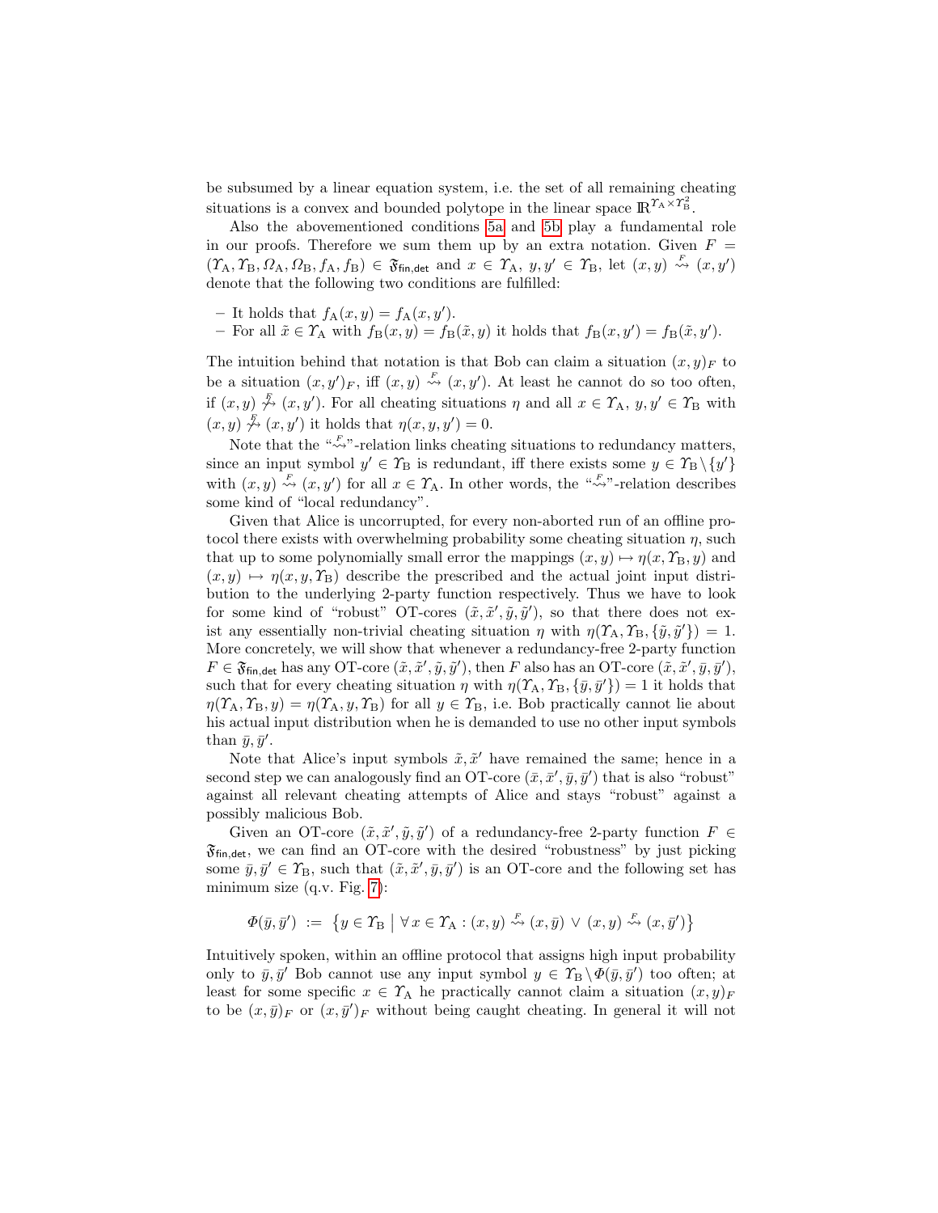be subsumed by a linear equation system, i.e. the set of all remaining cheating situations is a convex and bounded polytope in the linear space $\mathbb{R}^{\Upsilon_A \times \Upsilon_B^2}$.

Also the abovementioned conditions 5a and 5b play a fundamental role in our proofs. Therefore we sum them up by an extra notation. Given $F = (\Upsilon_A, \Upsilon_B, \Omega_A, \Omega_B, f_A, f_B) \in \mathfrak{F}_{\mathsf{fin,det}}$ and $x \in \Upsilon_A$, $y, y' \in \Upsilon_B$, let $(x,y) \overset{F}{\rightsquigarrow} (x,y')$ denote that the following two conditions are fulfilled:

- It holds that $f_A(x,y) = f_A(x,y')$.
- For all $\tilde{x} \in \Upsilon_A$ with $f_B(x,y) = f_B(\tilde{x},y)$ it holds that $f_B(x,y') = f_B(\tilde{x},y')$.

The intuition behind that notation is that Bob can claim a situation $(x,y)_F$ to be a situation $(x,y')_F$, iff $(x,y) \overset{F}{\rightsquigarrow} (x,y')$. At least he cannot do so too often, if $(x,y) \overset{F}{\not\rightsquigarrow} (x,y')$. For all cheating situations $\eta$ and all $x \in \Upsilon_A$, $y, y' \in \Upsilon_B$ with $(x,y) \overset{F}{\not\rightsquigarrow} (x,y')$ it holds that $\eta(x,y,y') = 0$.

Note that the "$\overset{F}{\rightsquigarrow}$"-relation links cheating situations to redundancy matters, since an input symbol $y' \in \Upsilon_B$ is redundant, iff there exists some $y \in \Upsilon_B \setminus \{y'\}$ with $(x,y) \overset{F}{\rightsquigarrow} (x,y')$ for all $x \in \Upsilon_A$. In other words, the "$\overset{F}{\rightsquigarrow}$"-relation describes some kind of "local redundancy".

Given that Alice is uncorrupted, for every non-aborted run of an offline protocol there exists with overwhelming probability some cheating situation $\eta$, such that up to some polynomially small error the mappings $(x,y) \mapsto \eta(x, \Upsilon_B, y)$ and $(x,y) \mapsto \eta(x,y,\Upsilon_B)$ describe the prescribed and the actual joint input distribution to the underlying 2-party function respectively. Thus we have to look for some kind of "robust" OT-cores $(\tilde{x}, \tilde{x}', \tilde{y}, \tilde{y}')$, so that there does not exist any essentially non-trivial cheating situation $\eta$ with $\eta(\Upsilon_A, \Upsilon_B, \{\tilde{y}, \tilde{y}'\}) = 1$. More concretely, we will show that whenever a redundancy-free 2-party function $F \in \mathfrak{F}_{\mathsf{fin,det}}$ has any OT-core $(\tilde{x}, \tilde{x}', \tilde{y}, \tilde{y}')$, then $F$ also has an OT-core $(\tilde{x}, \tilde{x}', \bar{y}, \bar{y}')$, such that for every cheating situation $\eta$ with $\eta(\Upsilon_A, \Upsilon_B, \{\bar{y}, \bar{y}'\}) = 1$ it holds that $\eta(\Upsilon_A, \Upsilon_B, y) = \eta(\Upsilon_A, y, \Upsilon_B)$ for all $y \in \Upsilon_B$, i.e. Bob practically cannot lie about his actual input distribution when he is demanded to use no other input symbols than $\bar{y}, \bar{y}'$.

Note that Alice's input symbols $\tilde{x}, \tilde{x}'$ have remained the same; hence in a second step we can analogously find an OT-core $(\bar{x}, \bar{x}', \bar{y}, \bar{y}')$ that is also "robust" against all relevant cheating attempts of Alice and stays "robust" against a possibly malicious Bob.

Given an OT-core $(\tilde{x}, \tilde{x}', \tilde{y}, \tilde{y}')$ of a redundancy-free 2-party function $F \in \mathfrak{F}_{\mathsf{fin,det}}$, we can find an OT-core with the desired "robustness" by just picking some $\bar{y}, \bar{y}' \in \Upsilon_B$, such that $(\tilde{x}, \tilde{x}', \bar{y}, \bar{y}')$ is an OT-core and the following set has minimum size (q.v. Fig. 7):

$$\Phi(\bar{y}, \bar{y}') := \left\{ y \in \Upsilon_B \;\middle|\; \forall x \in \Upsilon_A : (x,y) \overset{F}{\rightsquigarrow} (x,\bar{y}) \vee (x,y) \overset{F}{\rightsquigarrow} (x,\bar{y}') \right\}$$

Intuitively spoken, within an offline protocol that assigns high input probability only to $\bar{y}, \bar{y}'$ Bob cannot use any input symbol $y \in \Upsilon_B \setminus \Phi(\bar{y}, \bar{y}')$ too often; at least for some specific $x \in \Upsilon_A$ he practically cannot claim a situation $(x,y)_F$ to be $(x,\bar{y})_F$ or $(x,\bar{y}')_F$ without being caught cheating. In general it will not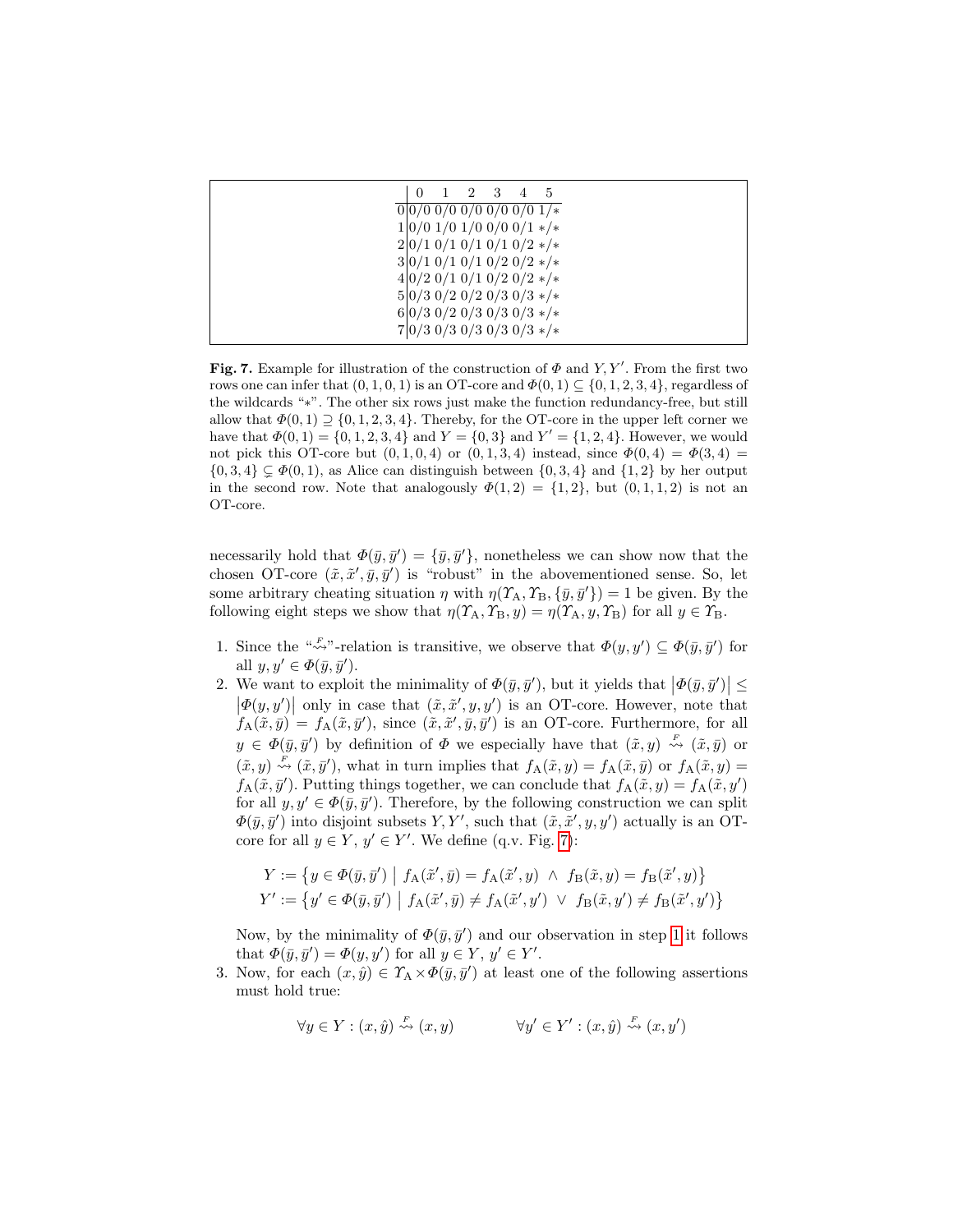|   | 0 | 1 | 2 | 3 | 4 | 5 |
|---|---|---|---|---|---|---|
| 0 | 0/0 | 0/0 | 0/0 | 0/0 | 0/0 | 1/∗ |
| 1 | 0/0 | 1/0 | 1/0 | 0/0 | 0/1 | ∗/∗ |
| 2 | 0/1 | 0/1 | 0/1 | 0/1 | 0/2 | ∗/∗ |
| 3 | 0/1 | 0/1 | 0/1 | 0/2 | 0/2 | ∗/∗ |
| 4 | 0/2 | 0/1 | 0/1 | 0/2 | 0/2 | ∗/∗ |
| 5 | 0/3 | 0/2 | 0/2 | 0/3 | 0/3 | ∗/∗ |
| 6 | 0/3 | 0/2 | 0/3 | 0/3 | 0/3 | ∗/∗ |
| 7 | 0/3 | 0/3 | 0/3 | 0/3 | 0/3 | ∗/∗ |

**Fig. 7.** Example for illustration of the construction of $\Phi$ and $Y, Y'$. From the first two rows one can infer that $(0,1,0,1)$ is an OT-core and $\Phi(0,1) \subseteq \{0,1,2,3,4\}$, regardless of the wildcards "$*$". The other six rows just make the function redundancy-free, but still allow that $\Phi(0,1) \supseteq \{0,1,2,3,4\}$. Thereby, for the OT-core in the upper left corner we have that $\Phi(0,1) = \{0,1,2,3,4\}$ and $Y = \{0,3\}$ and $Y' = \{1,2,4\}$. However, we would not pick this OT-core but $(0,1,0,4)$ or $(0,1,3,4)$ instead, since $\Phi(0,4) = \Phi(3,4) = \{0,3,4\} \subsetneq \Phi(0,1)$, as Alice can distinguish between $\{0,3,4\}$ and $\{1,2\}$ by her output in the second row. Note that analogously $\Phi(1,2) = \{1,2\}$, but $(0,1,1,2)$ is not an OT-core.

necessarily hold that $\Phi(\bar{y},\bar{y}') = \{\bar{y},\bar{y}'\}$, nonetheless we can show now that the chosen OT-core $(\tilde{x},\tilde{x}',\bar{y},\bar{y}')$ is "robust" in the abovementioned sense. So, let some arbitrary cheating situation $\eta$ with $\eta(\Upsilon_A,\Upsilon_B,\{\bar{y},\bar{y}'\}) = 1$ be given. By the following eight steps we show that $\eta(\Upsilon_A,\Upsilon_B,y) = \eta(\Upsilon_A,y,\Upsilon_B)$ for all $y \in \Upsilon_B$.

1. Since the "$\overset{F}{\rightsquigarrow}$"-relation is transitive, we observe that $\Phi(y,y') \subseteq \Phi(\bar{y},\bar{y}')$ for all $y,y' \in \Phi(\bar{y},\bar{y}')$.
2. We want to exploit the minimality of $\Phi(\bar{y},\bar{y}')$, but it yields that $\left|\Phi(\bar{y},\bar{y}')\right| \leq \left|\Phi(y,y')\right|$ only in case that $(\tilde{x},\tilde{x}',y,y')$ is an OT-core. However, note that $f_A(\tilde{x},\bar{y}) = f_A(\tilde{x},\bar{y}')$, since $(\tilde{x},\tilde{x}',\bar{y},\bar{y}')$ is an OT-core. Furthermore, for all $y \in \Phi(\bar{y},\bar{y}')$ by definition of $\Phi$ we especially have that $(\tilde{x},y) \overset{F}{\rightsquigarrow} (\tilde{x},\bar{y})$ or $(\tilde{x},y) \overset{F}{\rightsquigarrow} (\tilde{x},\bar{y}')$, what in turn implies that $f_A(\tilde{x},y) = f_A(\tilde{x},\bar{y})$ or $f_A(\tilde{x},y) = f_A(\tilde{x},\bar{y}')$. Putting things together, we can conclude that $f_A(\tilde{x},y) = f_A(\tilde{x},y')$ for all $y,y' \in \Phi(\bar{y},\bar{y}')$. Therefore, by the following construction we can split $\Phi(\bar{y},\bar{y}')$ into disjoint subsets $Y,Y'$, such that $(\tilde{x},\tilde{x}',y,y')$ actually is an OT-core for all $y \in Y$, $y' \in Y'$. We define (q.v. Fig. 7):

$$Y := \left\{ y \in \Phi(\bar{y},\bar{y}') \;\middle|\; f_A(\tilde{x}',\bar{y}) = f_A(\tilde{x}',y) \;\wedge\; f_B(\tilde{x},y) = f_B(\tilde{x}',y) \right\}$$
$$Y' := \left\{ y' \in \Phi(\bar{y},\bar{y}') \;\middle|\; f_A(\tilde{x}',\bar{y}) \neq f_A(\tilde{x}',y') \;\vee\; f_B(\tilde{x},y') \neq f_B(\tilde{x}',y') \right\}$$

   Now, by the minimality of $\Phi(\bar{y},\bar{y}')$ and our observation in step 1 it follows that $\Phi(\bar{y},\bar{y}') = \Phi(y,y')$ for all $y \in Y$, $y' \in Y'$.
3. Now, for each $(x,\hat{y}) \in \Upsilon_A \times \Phi(\bar{y},\bar{y}')$ at least one of the following assertions must hold true:

$$\forall y \in Y : (x,\hat{y}) \overset{F}{\rightsquigarrow} (x,y) \qquad\qquad \forall y' \in Y' : (x,\hat{y}) \overset{F}{\rightsquigarrow} (x,y')$$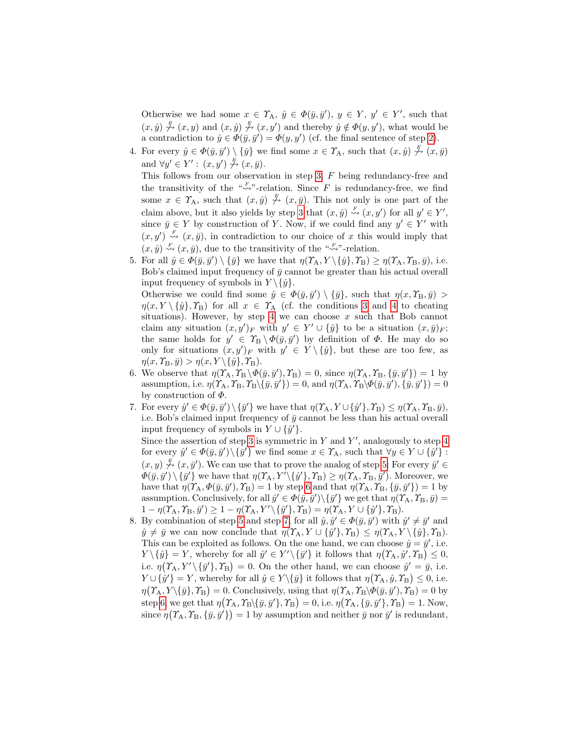Otherwise we had some $x \in \Upsilon_\mathrm{A}$, $\hat{y} \in \Phi(\bar{y}, \bar{y}')$, $y \in Y$, $y' \in Y'$, such that $(x, \hat{y}) \overset{F}{\not\rightsquigarrow} (x, y)$ and $(x, \hat{y}) \overset{F}{\not\rightsquigarrow} (x, y')$ and thereby $\hat{y} \notin \Phi(y, y')$, what would be a contradiction to $\hat{y} \in \Phi(\bar{y}, \bar{y}') = \Phi(y, y')$ (cf. the final sentence of step 2).

4. For every $\hat{y} \in \Phi(\bar{y}, \bar{y}') \setminus \{\bar{y}\}$ we find some $x \in \Upsilon_\mathrm{A}$, such that $(x, \hat{y}) \overset{F}{\not\rightsquigarrow} (x, \bar{y})$ and $\forall y' \in Y' : (x, y') \overset{F}{\not\rightsquigarrow} (x, \bar{y})$.
   This follows from our observation in step 3, $F$ being redundancy-free and the transitivity of the "$\overset{F}{\rightsquigarrow}$"-relation. Since $F$ is redundancy-free, we find some $x \in \Upsilon_\mathrm{A}$, such that $(x, \hat{y}) \overset{F}{\not\rightsquigarrow} (x, \bar{y})$. This not only is one part of the claim above, but it also yields by step 3 that $(x, \hat{y}) \overset{F}{\rightsquigarrow} (x, y')$ for all $y' \in Y'$, since $\bar{y} \in Y$ by construction of $Y$. Now, if we could find any $y' \in Y'$ with $(x, y') \overset{F}{\rightsquigarrow} (x, \bar{y})$, in contradiction to our choice of $x$ this would imply that $(x, \hat{y}) \overset{F}{\rightsquigarrow} (x, \bar{y})$, due to the transitivity of the "$\overset{F}{\rightsquigarrow}$"-relation.
5. For all $\hat{y} \in \Phi(\bar{y}, \bar{y}') \setminus \{\bar{y}\}$ we have that $\eta(\Upsilon_\mathrm{A}, Y \setminus \{\hat{y}\}, \Upsilon_\mathrm{B}) \geq \eta(\Upsilon_\mathrm{A}, \Upsilon_\mathrm{B}, \bar{y})$, i.e. Bob's claimed input frequency of $\bar{y}$ cannot be greater than his actual overall input frequency of symbols in $Y \setminus \{\hat{y}\}$.
   Otherwise we could find some $\hat{y} \in \Phi(\bar{y}, \bar{y}') \setminus \{\bar{y}\}$, such that $\eta(x, \Upsilon_\mathrm{B}, \bar{y}) > \eta(x, Y \setminus \{\hat{y}\}, \Upsilon_\mathrm{B})$ for all $x \in \Upsilon_\mathrm{A}$ (cf. the conditions 3 and 4 to cheating situations). However, by step 4 we can choose $x$ such that Bob cannot claim any situation $(x, y')_F$ with $y' \in Y' \cup \{\hat{y}\}$ to be a situation $(x, \bar{y})_F$; the same holds for $y' \in \Upsilon_\mathrm{B} \setminus \Phi(\bar{y}, \bar{y}')$ by definition of $\Phi$. He may do so only for situations $(x, y')_F$ with $y' \in Y \setminus \{\hat{y}\}$, but these are too few, as $\eta(x, \Upsilon_\mathrm{B}, \bar{y}) > \eta(x, Y \setminus \{\hat{y}\}, \Upsilon_\mathrm{B})$.
6. We observe that $\eta(\Upsilon_\mathrm{A}, \Upsilon_\mathrm{B} \setminus \Phi(\bar{y}, \bar{y}'), \Upsilon_\mathrm{B}) = 0$, since $\eta(\Upsilon_\mathrm{A}, \Upsilon_\mathrm{B}, \{\bar{y}, \bar{y}'\}) = 1$ by assumption, i.e. $\eta(\Upsilon_\mathrm{A}, \Upsilon_\mathrm{B}, \Upsilon_\mathrm{B} \setminus \{\bar{y}, \bar{y}'\}) = 0$, and $\eta(\Upsilon_\mathrm{A}, \Upsilon_\mathrm{B} \setminus \Phi(\bar{y}, \bar{y}'), \{\bar{y}, \bar{y}'\}) = 0$ by construction of $\Phi$.
7. For every $\hat{y}' \in \Phi(\bar{y}, \bar{y}') \setminus \{\bar{y}'\}$ we have that $\eta(\Upsilon_\mathrm{A}, Y \cup \{\hat{y}'\}, \Upsilon_\mathrm{B}) \leq \eta(\Upsilon_\mathrm{A}, \Upsilon_\mathrm{B}, \bar{y})$, i.e. Bob's claimed input frequency of $\bar{y}$ cannot be less than his actual overall input frequency of symbols in $Y \cup \{\hat{y}'\}$.
   Since the assertion of step 3 is symmetric in $Y$ and $Y'$, analogously to step 4 for every $\hat{y}' \in \Phi(\bar{y}, \bar{y}') \setminus \{\bar{y}'\}$ we find some $x \in \Upsilon_\mathrm{A}$, such that $\forall y \in Y \cup \{\hat{y}'\} :$ $(x, y) \overset{F}{\not\rightsquigarrow} (x, \bar{y}')$. We can use that to prove the analog of step 5: For every $\hat{y}' \in \Phi(\bar{y}, \bar{y}') \setminus \{\bar{y}'\}$ we have that $\eta(\Upsilon_\mathrm{A}, Y' \setminus \{\hat{y}'\}, \Upsilon_\mathrm{B}) \geq \eta(\Upsilon_\mathrm{A}, \Upsilon_\mathrm{B}, \bar{y}')$. Moreover, we have that $\eta(\Upsilon_\mathrm{A}, \Phi(\bar{y}, \bar{y}'), \Upsilon_\mathrm{B}) = 1$ by step 6 and that $\eta(\Upsilon_\mathrm{A}, \Upsilon_\mathrm{B}, \{\bar{y}, \bar{y}'\}) = 1$ by assumption. Conclusively, for all $\hat{y}' \in \Phi(\bar{y}, \bar{y}') \setminus \{\bar{y}'\}$ we get that $\eta(\Upsilon_\mathrm{A}, \Upsilon_\mathrm{B}, \bar{y}) = 1 - \eta(\Upsilon_\mathrm{A}, \Upsilon_\mathrm{B}, \bar{y}') \geq 1 - \eta(\Upsilon_\mathrm{A}, Y' \setminus \{\hat{y}'\}, \Upsilon_\mathrm{B}) = \eta(\Upsilon_\mathrm{A}, Y \cup \{\hat{y}'\}, \Upsilon_\mathrm{B})$.
8. By combination of step 5 and step 7, for all $\hat{y}, \hat{y}' \in \Phi(\bar{y}, \bar{y}')$ with $\hat{y}' \neq \bar{y}'$ and $\hat{y} \neq \bar{y}$ we can now conclude that $\eta(\Upsilon_\mathrm{A}, Y \cup \{\hat{y}'\}, \Upsilon_\mathrm{B}) \leq \eta(\Upsilon_\mathrm{A}, Y \setminus \{\hat{y}\}, \Upsilon_\mathrm{B})$. This can be exploited as follows. On the one hand, we can choose $\hat{y} = \bar{y}'$, i.e. $Y \setminus \{\hat{y}\} = Y$, whereby for all $\hat{y}' \in Y' \setminus \{\bar{y}'\}$ it follows that $\eta\big(\Upsilon_\mathrm{A}, \hat{y}', \Upsilon_\mathrm{B}\big) \leq 0$, i.e. $\eta\big(\Upsilon_\mathrm{A}, Y' \setminus \{\bar{y}'\}, \Upsilon_\mathrm{B}\big) = 0$. On the other hand, we can choose $\hat{y}' = \bar{y}$, i.e. $Y \cup \{\hat{y}'\} = Y$, whereby for all $\hat{y} \in Y \setminus \{\bar{y}\}$ it follows that $\eta\big(\Upsilon_\mathrm{A}, \hat{y}, \Upsilon_\mathrm{B}\big) \leq 0$, i.e. $\eta\big(\Upsilon_\mathrm{A}, Y \setminus \{\bar{y}\}, \Upsilon_\mathrm{B}\big) = 0$. Conclusively, using that $\eta(\Upsilon_\mathrm{A}, \Upsilon_\mathrm{B} \setminus \Phi(\bar{y}, \bar{y}'), \Upsilon_\mathrm{B}) = 0$ by step 6, we get that $\eta\big(\Upsilon_\mathrm{A}, \Upsilon_\mathrm{B} \setminus \{\bar{y}, \bar{y}'\}, \Upsilon_\mathrm{B}\big) = 0$, i.e. $\eta\big(\Upsilon_\mathrm{A}, \{\bar{y}, \bar{y}'\}, \Upsilon_\mathrm{B}\big) = 1$. Now, since $\eta\big(\Upsilon_\mathrm{A}, \Upsilon_\mathrm{B}, \{\bar{y}, \bar{y}'\}\big) = 1$ by assumption and neither $\bar{y}$ nor $\bar{y}'$ is redundant,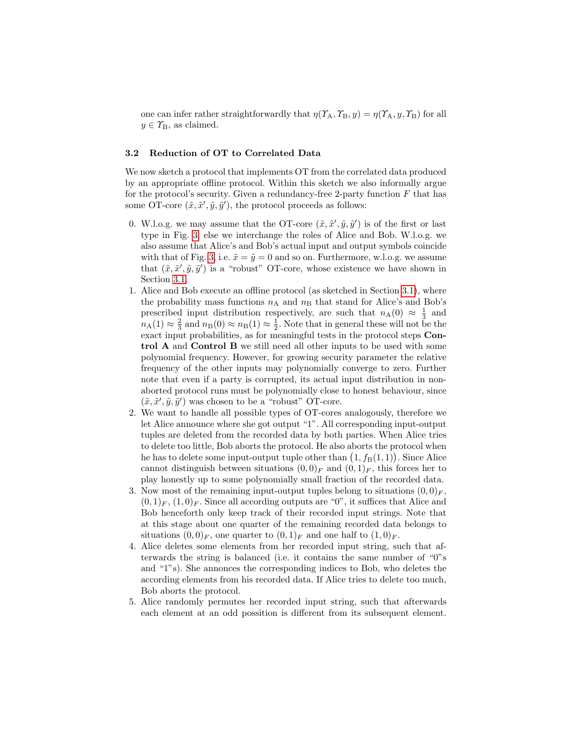one can infer rather straightforwardly that $\eta(\Upsilon_{\mathrm{A}}, \Upsilon_{\mathrm{B}}, y) = \eta(\Upsilon_{\mathrm{A}}, y, \Upsilon_{\mathrm{B}})$ for all $y \in \Upsilon_{\mathrm{B}}$, as claimed.

### 3.2 Reduction of OT to Correlated Data

We now sketch a protocol that implements OT from the correlated data produced by an appropriate offline protocol. Within this sketch we also informally argue for the protocol's security. Given a redundancy-free 2-party function $F$ that has some OT-core $(\tilde{x}, \tilde{x}', \tilde{y}, \tilde{y}')$, the protocol proceeds as follows:

0. W.l.o.g. we may assume that the OT-core $(\tilde{x}, \tilde{x}', \tilde{y}, \tilde{y}')$ is of the first or last type in Fig. 3, else we interchange the roles of Alice and Bob. W.l.o.g. we also assume that Alice's and Bob's actual input and output symbols coincide with that of Fig. 3, i.e. $\tilde{x} = \tilde{y} = 0$ and so on. Furthermore, w.l.o.g. we assume that $(\tilde{x}, \tilde{x}', \tilde{y}, \tilde{y}')$ is a "robust" OT-core, whose existence we have shown in Section 3.1.
1. Alice and Bob execute an offline protocol (as sketched in Section 3.1), where the probability mass functions $n_{\mathrm{A}}$ and $n_{\mathrm{B}}$ that stand for Alice's and Bob's prescribed input distribution respectively, are such that $n_{\mathrm{A}}(0) \approx \frac{1}{3}$ and $n_{\mathrm{A}}(1) \approx \frac{2}{3}$ and $n_{\mathrm{B}}(0) \approx n_{\mathrm{B}}(1) \approx \frac{1}{2}$. Note that in general these will not be the exact input probabilities, as for meaningful tests in the protocol steps **Control A** and **Control B** we still need all other inputs to be used with some polynomial frequency. However, for growing security parameter the relative frequency of the other inputs may polynomially converge to zero. Further note that even if a party is corrupted, its actual input distribution in non-aborted protocol runs must be polynomially close to honest behaviour, since $(\tilde{x}, \tilde{x}', \tilde{y}, \tilde{y}')$ was chosen to be a "robust" OT-core.
2. We want to handle all possible types of OT-cores analogously, therefore we let Alice announce where she got output "1". All corresponding input-output tuples are deleted from the recorded data by both parties. When Alice tries to delete too little, Bob aborts the protocol. He also aborts the protocol when he has to delete some input-output tuple other than $\big(1, f_{\mathrm{B}}(1,1)\big)$. Since Alice cannot distinguish between situations $(0,0)_F$ and $(0,1)_F$, this forces her to play honestly up to some polynomially small fraction of the recorded data.
3. Now most of the remaining input-output tuples belong to situations $(0,0)_F$, $(0,1)_F$, $(1,0)_F$. Since all according outputs are "0", it suffices that Alice and Bob henceforth only keep track of their recorded input strings. Note that at this stage about one quarter of the remaining recorded data belongs to situations $(0,0)_F$, one quarter to $(0,1)_F$ and one half to $(1,0)_F$.
4. Alice deletes some elements from her recorded input string, such that afterwards the string is balanced (i.e. it contains the same number of "0"s and "1"s). She annonces the corresponding indices to Bob, who deletes the according elements from his recorded data. If Alice tries to delete too much, Bob aborts the protocol.
5. Alice randomly permutes her recorded input string, such that afterwards each element at an odd possition is different from its subsequent element.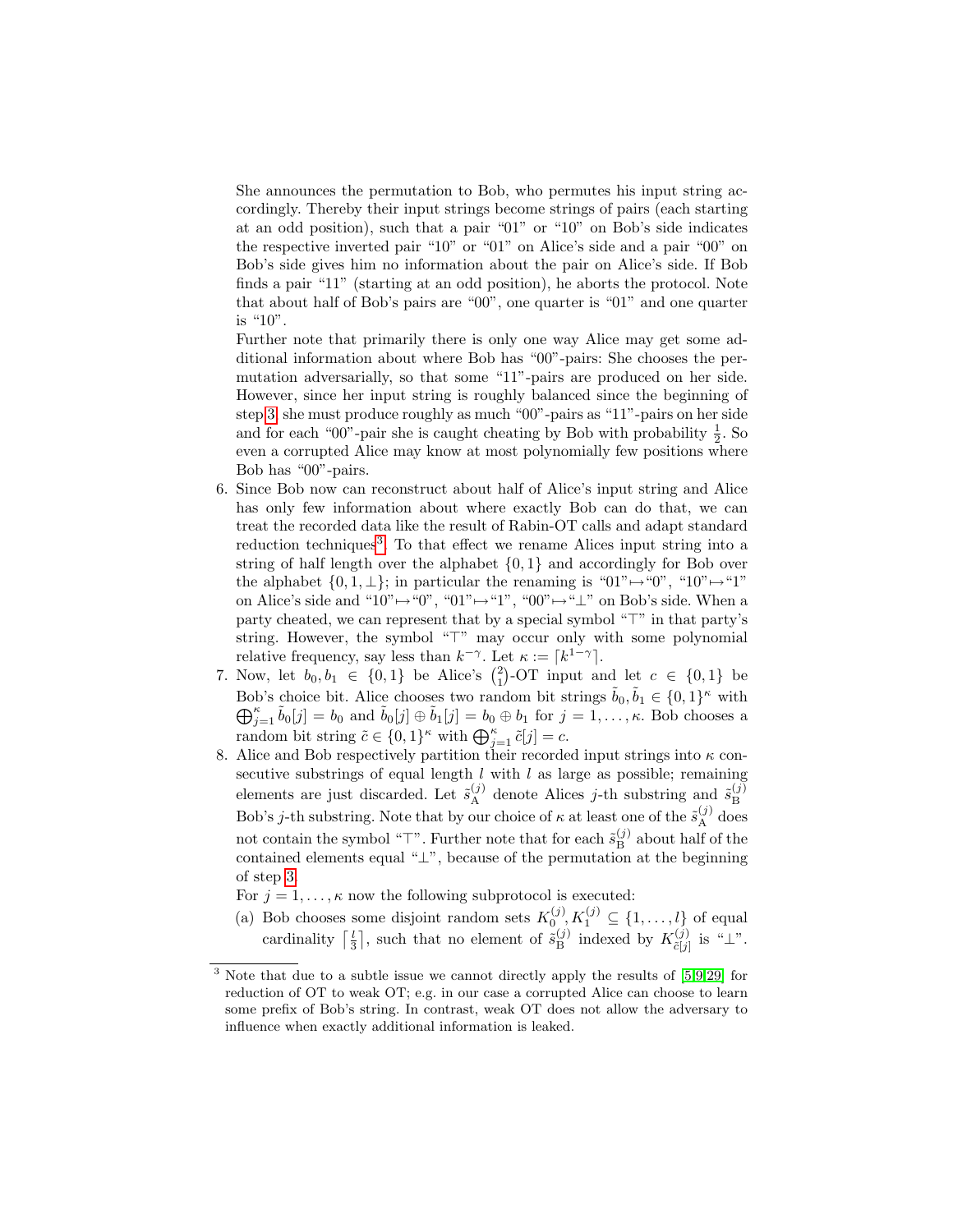She announces the permutation to Bob, who permutes his input string accordingly. Thereby their input strings become strings of pairs (each starting at an odd position), such that a pair "01" or "10" on Bob's side indicates the respective inverted pair "10" or "01" on Alice's side and a pair "00" on Bob's side gives him no information about the pair on Alice's side. If Bob finds a pair "11" (starting at an odd position), he aborts the protocol. Note that about half of Bob's pairs are "00", one quarter is "01" and one quarter is "10".

Further note that primarily there is only one way Alice may get some additional information about where Bob has "00"-pairs: She chooses the permutation adversarially, so that some "11"-pairs are produced on her side. However, since her input string is roughly balanced since the beginning of step 3, she must produce roughly as much "00"-pairs as "11"-pairs on her side and for each "00"-pair she is caught cheating by Bob with probability $\frac{1}{2}$. So even a corrupted Alice may know at most polynomially few positions where Bob has "00"-pairs.

6. Since Bob now can reconstruct about half of Alice's input string and Alice has only few information about where exactly Bob can do that, we can treat the recorded data like the result of Rabin-OT calls and adapt standard reduction techniques[3]. To that effect we rename Alices input string into a string of half length over the alphabet $\{0,1\}$ and accordingly for Bob over the alphabet $\{0,1,\perp\}$; in particular the renaming is "01"↦"0", "10"↦"1" on Alice's side and "10"↦"0", "01"↦"1", "00"↦"$\perp$" on Bob's side. When a party cheated, we can represent that by a special symbol "$\top$" in that party's string. However, the symbol "$\top$" may occur only with some polynomial relative frequency, say less than $k^{-\gamma}$. Let $\kappa := \lceil k^{1-\gamma} \rceil$.
7. Now, let $b_0, b_1 \in \{0,1\}$ be Alice's $\binom{2}{1}$-OT input and let $c \in \{0,1\}$ be Bob's choice bit. Alice chooses two random bit strings $\tilde{b}_0, \tilde{b}_1 \in \{0,1\}^\kappa$ with $\bigoplus_{j=1}^{\kappa} \tilde{b}_0[j] = b_0$ and $\tilde{b}_0[j] \oplus \tilde{b}_1[j] = b_0 \oplus b_1$ for $j = 1, \ldots, \kappa$. Bob chooses a random bit string $\tilde{c} \in \{0,1\}^\kappa$ with $\bigoplus_{j=1}^{\kappa} \tilde{c}[j] = c$.
8. Alice and Bob respectively partition their recorded input strings into $\kappa$ consecutive substrings of equal length $l$ with $l$ as large as possible; remaining elements are just discarded. Let $\tilde{s}_{\mathrm{A}}^{(j)}$ denote Alices $j$-th substring and $\tilde{s}_{\mathrm{B}}^{(j)}$ Bob's $j$-th substring. Note that by our choice of $\kappa$ at least one of the $\tilde{s}_{\mathrm{A}}^{(j)}$ does not contain the symbol "$\top$". Further note that for each $\tilde{s}_{\mathrm{B}}^{(j)}$ about half of the contained elements equal "$\perp$", because of the permutation at the beginning of step 3.

   For $j = 1, \ldots, \kappa$ now the following subprotocol is executed:

   (a) Bob chooses some disjoint random sets $K_0^{(j)}, K_1^{(j)} \subseteq \{1, \ldots, l\}$ of equal cardinality $\lceil \frac{l}{3} \rceil$, such that no element of $\tilde{s}_{\mathrm{B}}^{(j)}$ indexed by $K_{\tilde{c}[j]}^{(j)}$ is "$\perp$".

[3] Note that due to a subtle issue we cannot directly apply the results of [5,9,29] for reduction of OT to weak OT; e.g. in our case a corrupted Alice can choose to learn some prefix of Bob's string. In contrast, weak OT does not allow the adversary to influence when exactly additional information is leaked.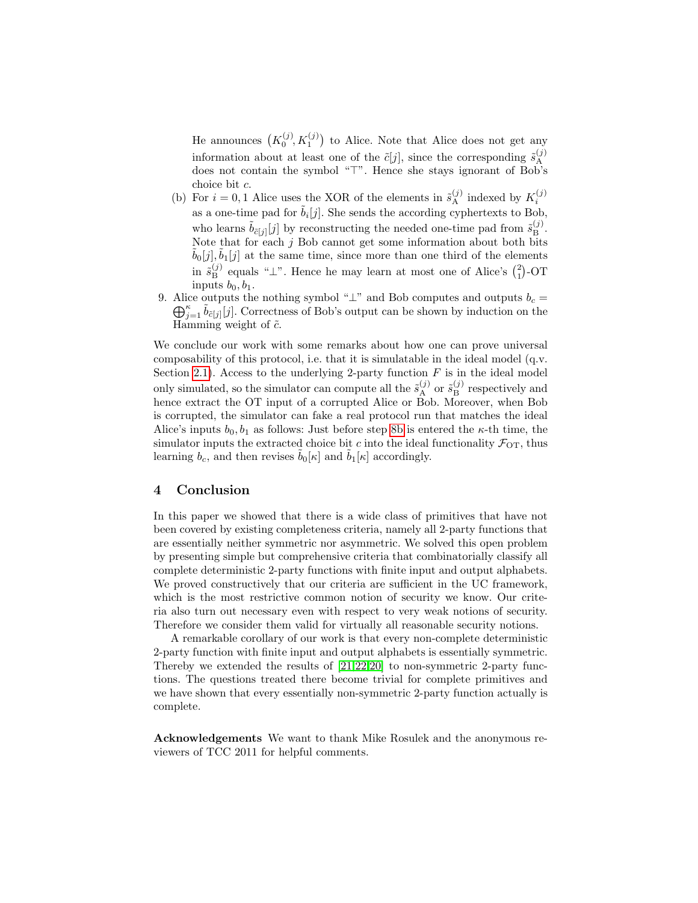He announces $\left(K_0^{(j)}, K_1^{(j)}\right)$ to Alice. Note that Alice does not get any information about at least one of the $\tilde{c}[j]$, since the corresponding $\tilde{s}_{\mathrm{A}}^{(j)}$ does not contain the symbol "$\top$". Hence she stays ignorant of Bob's choice bit $c$.

(b) For $i = 0, 1$ Alice uses the XOR of the elements in $\tilde{s}_{\mathrm{A}}^{(j)}$ indexed by $K_i^{(j)}$ as a one-time pad for $\tilde{b}_i[j]$. She sends the according cyphertexts to Bob, who learns $\tilde{b}_{\tilde{c}[j]}[j]$ by reconstructing the needed one-time pad from $\tilde{s}_{\mathrm{B}}^{(j)}$. Note that for each $j$ Bob cannot get some information about both bits $\tilde{b}_0[j], \tilde{b}_1[j]$ at the same time, since more than one third of the elements in $\tilde{s}_{\mathrm{B}}^{(j)}$ equals "$\perp$". Hence he may learn at most one of Alice's $\binom{2}{1}$-OT inputs $b_0, b_1$.

9. Alice outputs the nothing symbol "$\perp$" and Bob computes and outputs $b_c = \bigoplus_{j=1}^{\kappa} \tilde{b}_{\tilde{c}[j]}[j]$. Correctness of Bob's output can be shown by induction on the Hamming weight of $\tilde{c}$.

We conclude our work with some remarks about how one can prove universal composability of this protocol, i.e. that it is simulatable in the ideal model (q.v. Section 2.1). Access to the underlying 2-party function $F$ is in the ideal model only simulated, so the simulator can compute all the $\tilde{s}_{\mathrm{A}}^{(j)}$ or $\tilde{s}_{\mathrm{B}}^{(j)}$ respectively and hence extract the OT input of a corrupted Alice or Bob. Moreover, when Bob is corrupted, the simulator can fake a real protocol run that matches the ideal Alice's inputs $b_0, b_1$ as follows: Just before step 8b is entered the $\kappa$-th time, the simulator inputs the extracted choice bit $c$ into the ideal functionality $\mathcal{F}_{\mathrm{OT}}$, thus learning $b_c$, and then revises $\tilde{b}_0[\kappa]$ and $\tilde{b}_1[\kappa]$ accordingly.

## 4 Conclusion

In this paper we showed that there is a wide class of primitives that have not been covered by existing completeness criteria, namely all 2-party functions that are essentially neither symmetric nor asymmetric. We solved this open problem by presenting simple but comprehensive criteria that combinatorially classify all complete deterministic 2-party functions with finite input and output alphabets. We proved constructively that our criteria are sufficient in the UC framework, which is the most restrictive common notion of security we know. Our criteria also turn out necessary even with respect to very weak notions of security. Therefore we consider them valid for virtually all reasonable security notions.

A remarkable corollary of our work is that every non-complete deterministic 2-party function with finite input and output alphabets is essentially symmetric. Thereby we extended the results of [21,22,20] to non-symmetric 2-party functions. The questions treated there become trivial for complete primitives and we have shown that every essentially non-symmetric 2-party function actually is complete.

**Acknowledgements** We want to thank Mike Rosulek and the anonymous reviewers of TCC 2011 for helpful comments.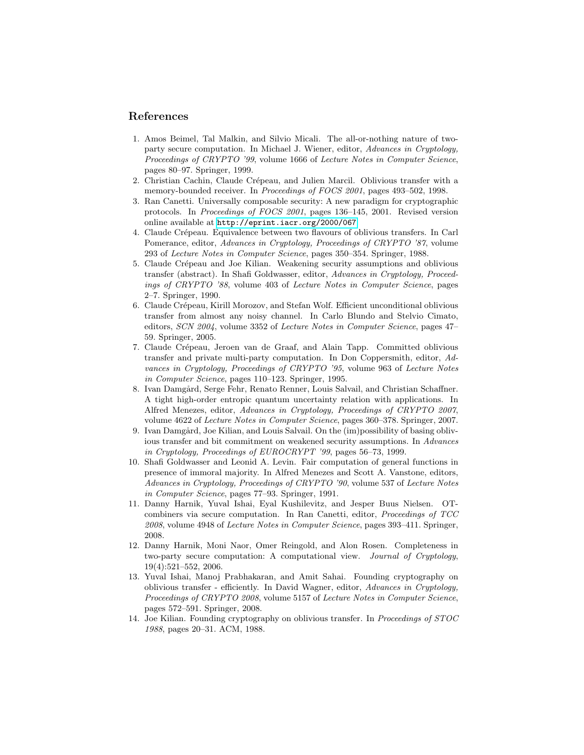## References

1. Amos Beimel, Tal Malkin, and Silvio Micali. The all-or-nothing nature of two-party secure computation. In Michael J. Wiener, editor, *Advances in Cryptology, Proceedings of CRYPTO '99*, volume 1666 of *Lecture Notes in Computer Science*, pages 80–97. Springer, 1999.
2. Christian Cachin, Claude Crépeau, and Julien Marcil. Oblivious transfer with a memory-bounded receiver. In *Proceedings of FOCS 2001*, pages 493–502, 1998.
3. Ran Canetti. Universally composable security: A new paradigm for cryptographic protocols. In *Proceedings of FOCS 2001*, pages 136–145, 2001. Revised version online available at http://eprint.iacr.org/2000/067.
4. Claude Crépeau. Equivalence between two flavours of oblivious transfers. In Carl Pomerance, editor, *Advances in Cryptology, Proceedings of CRYPTO '87*, volume 293 of *Lecture Notes in Computer Science*, pages 350–354. Springer, 1988.
5. Claude Crépeau and Joe Kilian. Weakening security assumptions and oblivious transfer (abstract). In Shafi Goldwasser, editor, *Advances in Cryptology, Proceedings of CRYPTO '88*, volume 403 of *Lecture Notes in Computer Science*, pages 2–7. Springer, 1990.
6. Claude Crépeau, Kirill Morozov, and Stefan Wolf. Efficient unconditional oblivious transfer from almost any noisy channel. In Carlo Blundo and Stelvio Cimato, editors, *SCN 2004*, volume 3352 of *Lecture Notes in Computer Science*, pages 47–59. Springer, 2005.
7. Claude Crépeau, Jeroen van de Graaf, and Alain Tapp. Committed oblivious transfer and private multi-party computation. In Don Coppersmith, editor, *Advances in Cryptology, Proceedings of CRYPTO '95*, volume 963 of *Lecture Notes in Computer Science*, pages 110–123. Springer, 1995.
8. Ivan Damgård, Serge Fehr, Renato Renner, Louis Salvail, and Christian Schaffner. A tight high-order entropic quantum uncertainty relation with applications. In Alfred Menezes, editor, *Advances in Cryptology, Proceedings of CRYPTO 2007*, volume 4622 of *Lecture Notes in Computer Science*, pages 360–378. Springer, 2007.
9. Ivan Damgård, Joe Kilian, and Louis Salvail. On the (im)possibility of basing oblivious transfer and bit commitment on weakened security assumptions. In *Advances in Cryptology, Proceedings of EUROCRYPT '99*, pages 56–73, 1999.
10. Shafi Goldwasser and Leonid A. Levin. Fair computation of general functions in presence of immoral majority. In Alfred Menezes and Scott A. Vanstone, editors, *Advances in Cryptology, Proceedings of CRYPTO '90*, volume 537 of *Lecture Notes in Computer Science*, pages 77–93. Springer, 1991.
11. Danny Harnik, Yuval Ishai, Eyal Kushilevitz, and Jesper Buus Nielsen. OT-combiners via secure computation. In Ran Canetti, editor, *Proceedings of TCC 2008*, volume 4948 of *Lecture Notes in Computer Science*, pages 393–411. Springer, 2008.
12. Danny Harnik, Moni Naor, Omer Reingold, and Alon Rosen. Completeness in two-party secure computation: A computational view. *Journal of Cryptology*, 19(4):521–552, 2006.
13. Yuval Ishai, Manoj Prabhakaran, and Amit Sahai. Founding cryptography on oblivious transfer - efficiently. In David Wagner, editor, *Advances in Cryptology, Proceedings of CRYPTO 2008*, volume 5157 of *Lecture Notes in Computer Science*, pages 572–591. Springer, 2008.
14. Joe Kilian. Founding cryptography on oblivious transfer. In *Proceedings of STOC 1988*, pages 20–31. ACM, 1988.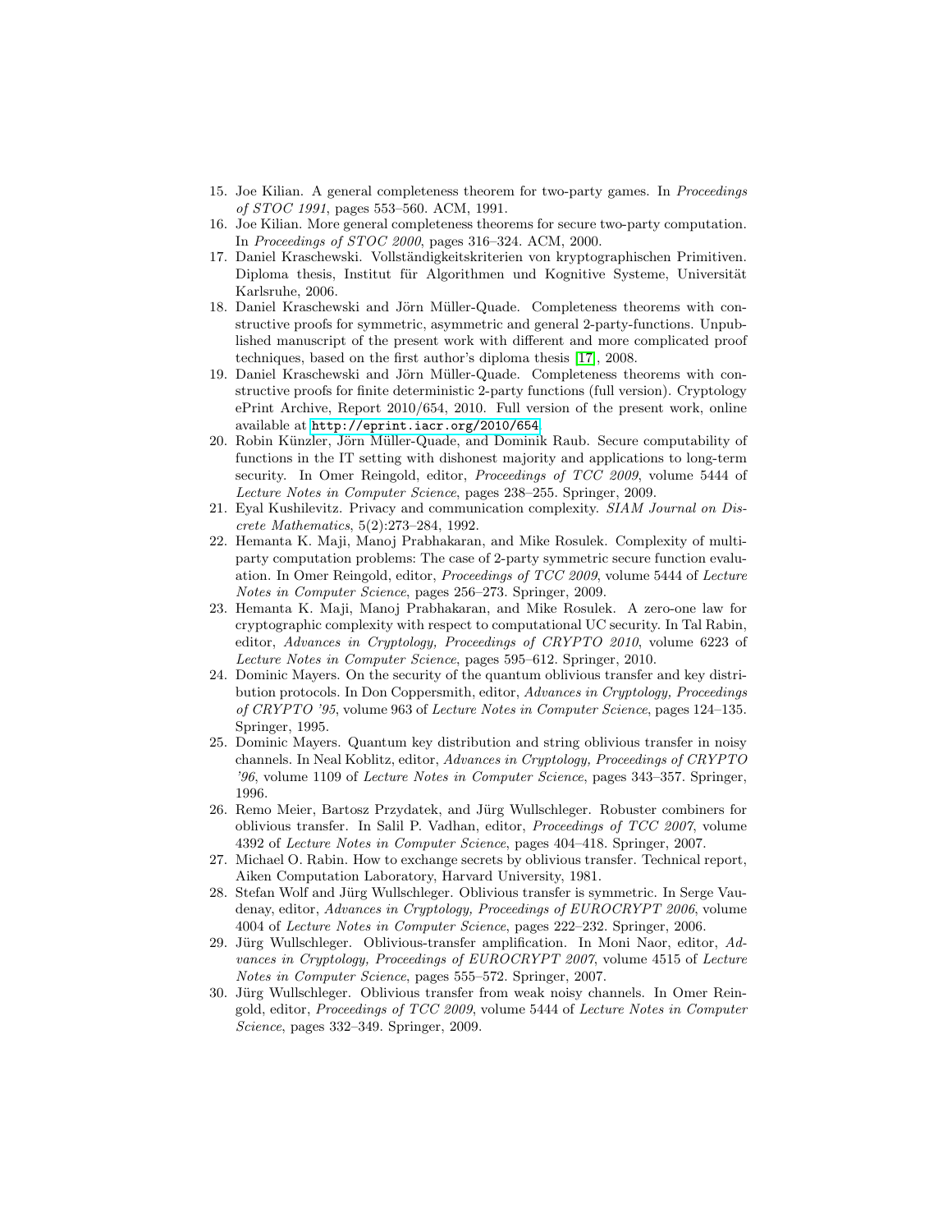15. Joe Kilian. A general completeness theorem for two-party games. In *Proceedings of STOC 1991*, pages 553–560. ACM, 1991.
16. Joe Kilian. More general completeness theorems for secure two-party computation. In *Proceedings of STOC 2000*, pages 316–324. ACM, 2000.
17. Daniel Kraschewski. Vollständigkeitskriterien von kryptographischen Primitiven. Diploma thesis, Institut für Algorithmen und Kognitive Systeme, Universität Karlsruhe, 2006.
18. Daniel Kraschewski and Jörn Müller-Quade. Completeness theorems with constructive proofs for symmetric, asymmetric and general 2-party-functions. Unpublished manuscript of the present work with different and more complicated proof techniques, based on the first author's diploma thesis [17], 2008.
19. Daniel Kraschewski and Jörn Müller-Quade. Completeness theorems with constructive proofs for finite deterministic 2-party functions (full version). Cryptology ePrint Archive, Report 2010/654, 2010. Full version of the present work, online available at http://eprint.iacr.org/2010/654.
20. Robin Künzler, Jörn Müller-Quade, and Dominik Raub. Secure computability of functions in the IT setting with dishonest majority and applications to long-term security. In Omer Reingold, editor, *Proceedings of TCC 2009*, volume 5444 of *Lecture Notes in Computer Science*, pages 238–255. Springer, 2009.
21. Eyal Kushilevitz. Privacy and communication complexity. *SIAM Journal on Discrete Mathematics*, 5(2):273–284, 1992.
22. Hemanta K. Maji, Manoj Prabhakaran, and Mike Rosulek. Complexity of multi-party computation problems: The case of 2-party symmetric secure function evaluation. In Omer Reingold, editor, *Proceedings of TCC 2009*, volume 5444 of *Lecture Notes in Computer Science*, pages 256–273. Springer, 2009.
23. Hemanta K. Maji, Manoj Prabhakaran, and Mike Rosulek. A zero-one law for cryptographic complexity with respect to computational UC security. In Tal Rabin, editor, *Advances in Cryptology, Proceedings of CRYPTO 2010*, volume 6223 of *Lecture Notes in Computer Science*, pages 595–612. Springer, 2010.
24. Dominic Mayers. On the security of the quantum oblivious transfer and key distribution protocols. In Don Coppersmith, editor, *Advances in Cryptology, Proceedings of CRYPTO '95*, volume 963 of *Lecture Notes in Computer Science*, pages 124–135. Springer, 1995.
25. Dominic Mayers. Quantum key distribution and string oblivious transfer in noisy channels. In Neal Koblitz, editor, *Advances in Cryptology, Proceedings of CRYPTO '96*, volume 1109 of *Lecture Notes in Computer Science*, pages 343–357. Springer, 1996.
26. Remo Meier, Bartosz Przydatek, and Jürg Wullschleger. Robuster combiners for oblivious transfer. In Salil P. Vadhan, editor, *Proceedings of TCC 2007*, volume 4392 of *Lecture Notes in Computer Science*, pages 404–418. Springer, 2007.
27. Michael O. Rabin. How to exchange secrets by oblivious transfer. Technical report, Aiken Computation Laboratory, Harvard University, 1981.
28. Stefan Wolf and Jürg Wullschleger. Oblivious transfer is symmetric. In Serge Vaudenay, editor, *Advances in Cryptology, Proceedings of EUROCRYPT 2006*, volume 4004 of *Lecture Notes in Computer Science*, pages 222–232. Springer, 2006.
29. Jürg Wullschleger. Oblivious-transfer amplification. In Moni Naor, editor, *Advances in Cryptology, Proceedings of EUROCRYPT 2007*, volume 4515 of *Lecture Notes in Computer Science*, pages 555–572. Springer, 2007.
30. Jürg Wullschleger. Oblivious transfer from weak noisy channels. In Omer Reingold, editor, *Proceedings of TCC 2009*, volume 5444 of *Lecture Notes in Computer Science*, pages 332–349. Springer, 2009.